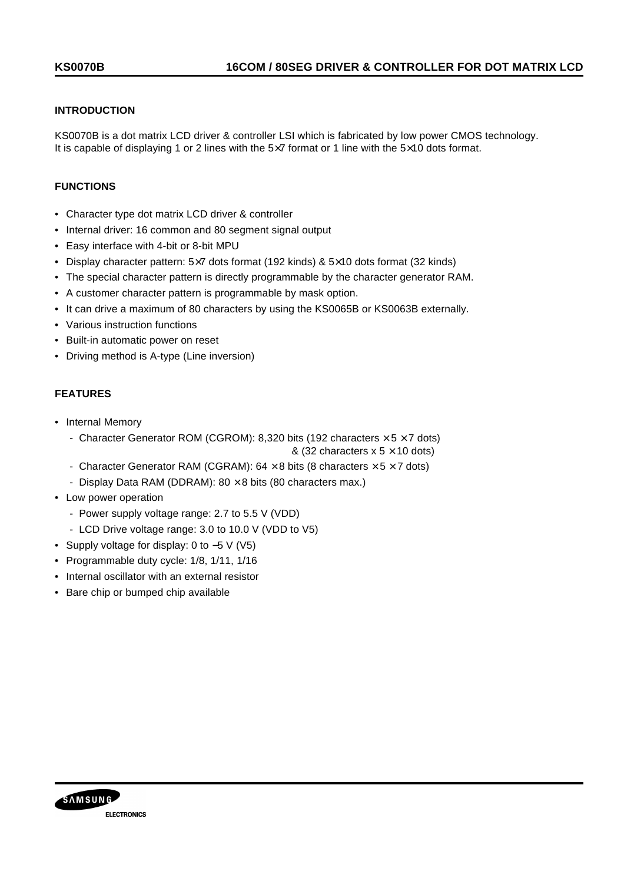# KS0070B — 16COM / 80SEG DRIVER & CONTROLLER FOR DOT MATRIX LCD

## INTRODUCTION

KS0070B is a dot matrix LCD driver & controller LSI which is fabricated by low power CMOS technology.
It is capable of displaying 1 or 2 lines with the 5×7 format or 1 line with the 5×10 dots format.

## FUNCTIONS

- Character type dot matrix LCD driver & controller
- Internal driver: 16 common and 80 segment signal output
- Easy interface with 4-bit or 8-bit MPU
- Display character pattern: 5×7 dots format (192 kinds) & 5×10 dots format (32 kinds)
- The special character pattern is directly programmable by the character generator RAM.
- A customer character pattern is programmable by mask option.
- It can drive a maximum of 80 characters by using the KS0065B or KS0063B externally.
- Various instruction functions
- Built-in automatic power on reset
- Driving method is A-type (Line inversion)

## FEATURES

- Internal Memory
  - Character Generator ROM (CGROM): 8,320 bits (192 characters × 5 × 7 dots) & (32 characters x 5 × 10 dots)
  - Character Generator RAM (CGRAM): 64 × 8 bits (8 characters × 5 × 7 dots)
  - Display Data RAM (DDRAM): 80 × 8 bits (80 characters max.)
- Low power operation
  - Power supply voltage range: 2.7 to 5.5 V (VDD)
  - LCD Drive voltage range: 3.0 to 10.0 V (VDD to V5)
- Supply voltage for display: 0 to −5 V (V5)
- Programmable duty cycle: 1/8, 1/11, 1/16
- Internal oscillator with an external resistor
- Bare chip or bumped chip available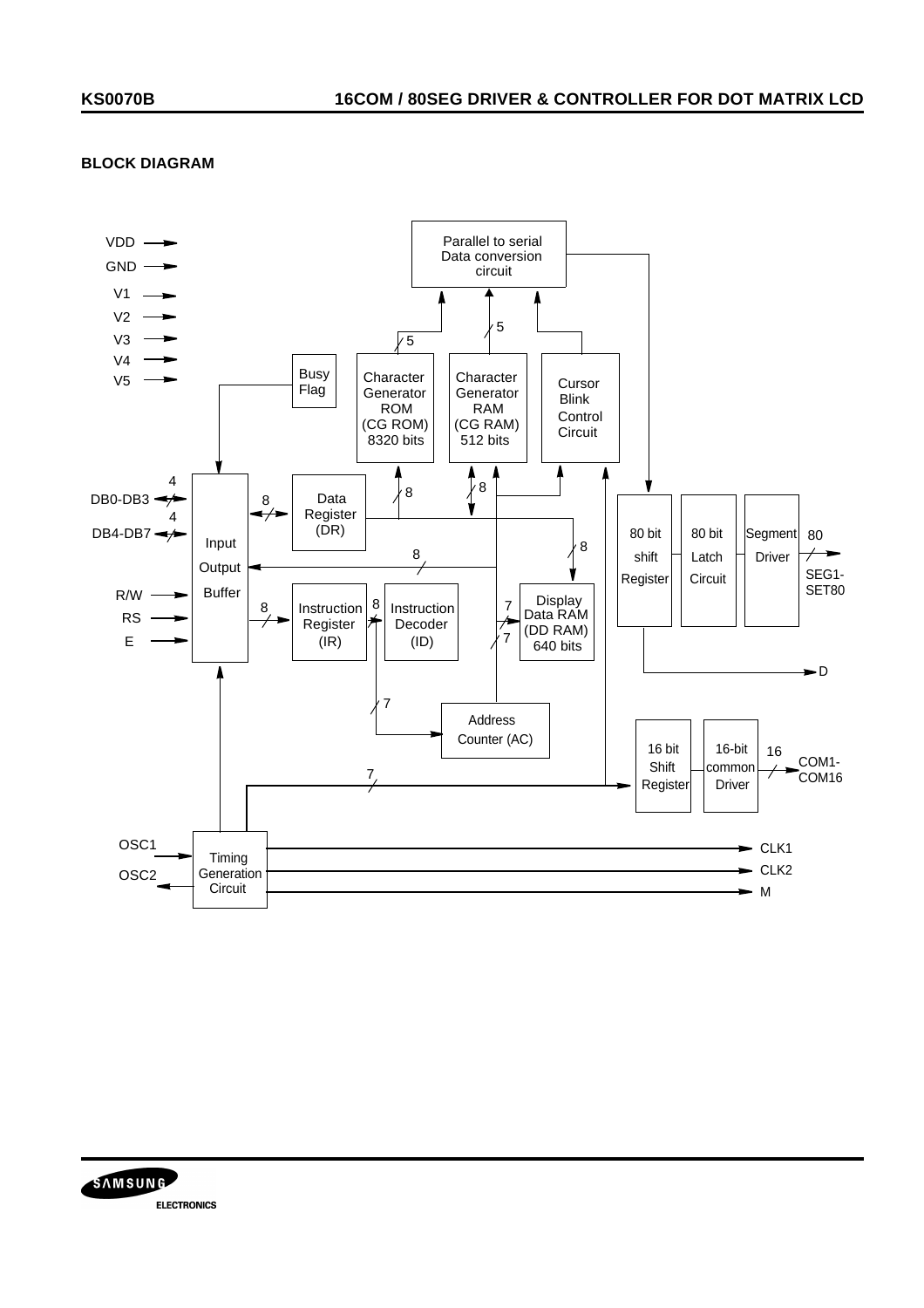## BLOCK DIAGRAM

VDD, GND, V1, V2, V3, V4, V5

Parallel to serial Data conversion circuit

Busy Flag

Character Generator ROM (CG ROM) 8320 bits

Character Generator RAM (CG RAM) 512 bits

Cursor Blink Control Circuit

DB0-DB3 (4), DB4-DB7 (4)

Input Output Buffer

Data Register (DR)

80 bit shift Register

80 bit Latch Circuit

Segment Driver

80 SEG1-SET80

R/W, RS, E

Instruction Register (IR)

Instruction Decoder (ID)

Display Data RAM (DD RAM) 640 bits

D

Address Counter (AC)

16 bit Shift Register

16-bit common Driver

16 COM1-COM16

OSC1, OSC2

Timing Generation Circuit

CLK1, CLK2, M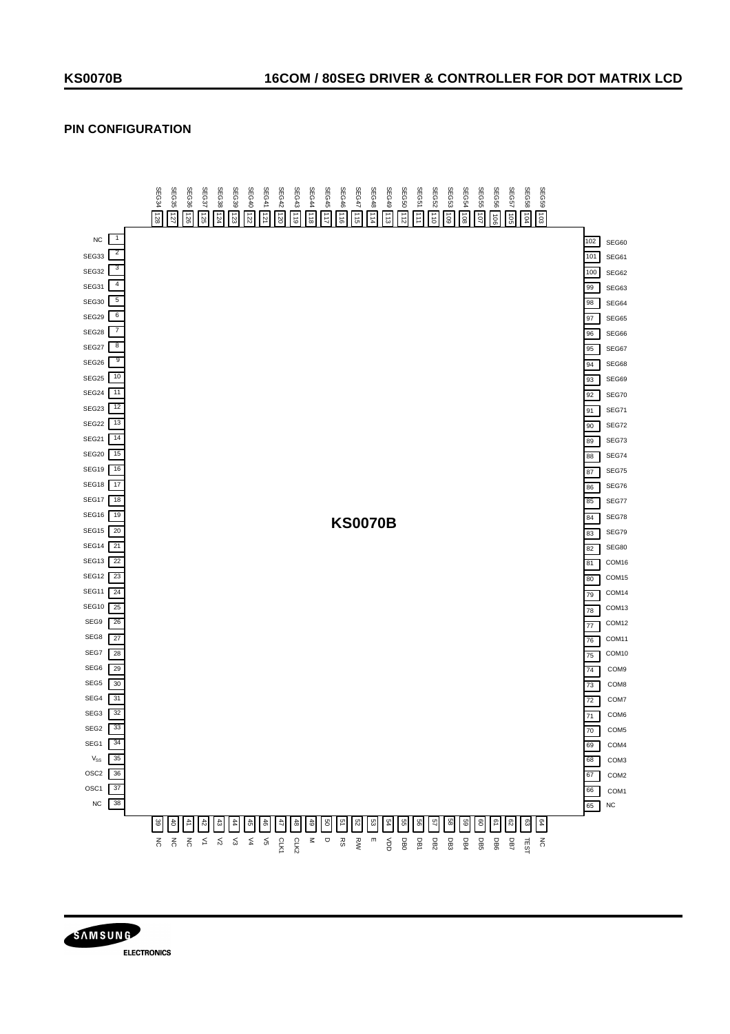## PIN CONFIGURATION

**KS0070B**

| Pin | Name | Pin | Name |
|---|---|---|---|
| 1 | NC | 65 | NC |
| 2 | SEG33 | 66 | COM1 |
| 3 | SEG32 | 67 | COM2 |
| 4 | SEG31 | 68 | COM3 |
| 5 | SEG30 | 69 | COM4 |
| 6 | SEG29 | 70 | COM5 |
| 7 | SEG28 | 71 | COM6 |
| 8 | SEG27 | 72 | COM7 |
| 9 | SEG26 | 73 | COM8 |
| 10 | SEG25 | 74 | COM9 |
| 11 | SEG24 | 75 | COM10 |
| 12 | SEG23 | 76 | COM11 |
| 13 | SEG22 | 77 | COM12 |
| 14 | SEG21 | 78 | COM13 |
| 15 | SEG20 | 79 | COM14 |
| 16 | SEG19 | 80 | COM15 |
| 17 | SEG18 | 81 | COM16 |
| 18 | SEG17 | 82 | SEG80 |
| 19 | SEG16 | 83 | SEG79 |
| 20 | SEG15 | 84 | SEG78 |
| 21 | SEG14 | 85 | SEG77 |
| 22 | SEG13 | 86 | SEG76 |
| 23 | SEG12 | 87 | SEG75 |
| 24 | SEG11 | 88 | SEG74 |
| 25 | SEG10 | 89 | SEG73 |
| 26 | SEG9 | 90 | SEG72 |
| 27 | SEG8 | 91 | SEG71 |
| 28 | SEG7 | 92 | SEG70 |
| 29 | SEG6 | 93 | SEG69 |
| 30 | SEG5 | 94 | SEG68 |
| 31 | SEG4 | 95 | SEG67 |
| 32 | SEG3 | 96 | SEG66 |
| 33 | SEG2 | 97 | SEG65 |
| 34 | SEG1 | 98 | SEG64 |
| 35 | $V_{SS}$ | 99 | SEG63 |
| 36 | OSC2 | 100 | SEG62 |
| 37 | OSC1 | 101 | SEG61 |
| 38 | NC | 102 | SEG60 |
| 39 | NC | 103 | SEG59 |
| 40 | NC | 104 | SEG58 |
| 41 | NC | 105 | SEG57 |
| 42 | V1 | 106 | SEG56 |
| 43 | V2 | 107 | SEG55 |
| 44 | V3 | 108 | SEG54 |
| 45 | V4 | 109 | SEG53 |
| 46 | V5 | 110 | SEG52 |
| 47 | CLK1 | 111 | SEG51 |
| 48 | CLK2 | 112 | SEG50 |
| 49 | M | 113 | SEG49 |
| 50 | D | 114 | SEG48 |
| 51 | RS | 115 | SEG47 |
| 52 | RW | 116 | SEG46 |
| 53 | E | 117 | SEG45 |
| 54 | VDD | 118 | SEG44 |
| 55 | DB0 | 119 | SEG43 |
| 56 | DB1 | 120 | SEG42 |
| 57 | DB2 | 121 | SEG41 |
| 58 | DB3 | 122 | SEG40 |
| 59 | DB4 | 123 | SEG39 |
| 60 | DB5 | 124 | SEG38 |
| 61 | DB6 | 125 | SEG37 |
| 62 | DB7 | 126 | SEG36 |
| 63 | TEST | 127 | SEG35 |
| 64 | NC | 128 | SEG34 |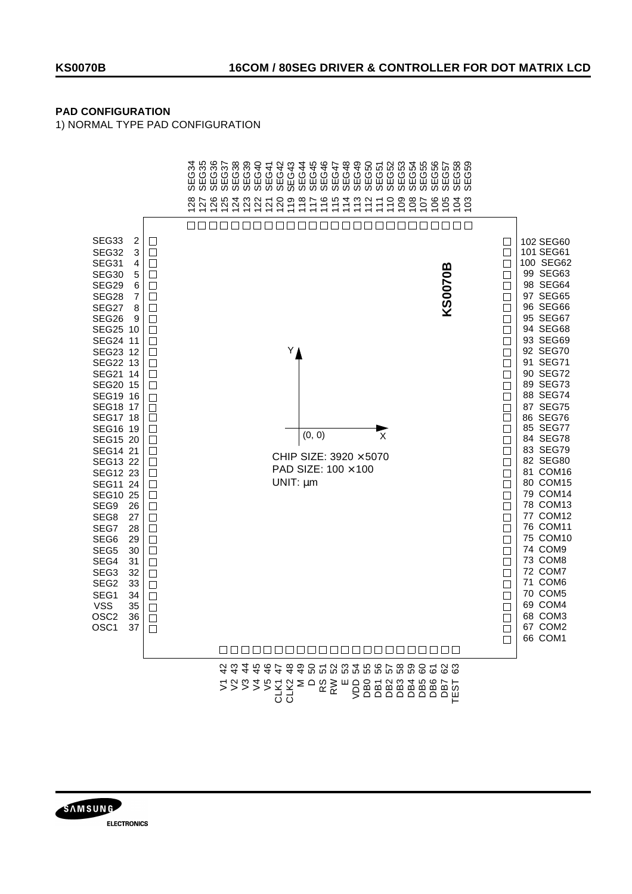## PAD CONFIGURATION

1) NORMAL TYPE PAD CONFIGURATION

CHIP SIZE: 3920 × 5070
PAD SIZE: 100 × 100
UNIT: μm

| Pad No. | Pad Name | Pad No. | Pad Name | Pad No. | Pad Name | Pad No. | Pad Name |
|---|---|---|---|---|---|---|---|
| 2 | SEG33 | 34 | SEG1 | 66 | COM1 | 98 | SEG64 |
| 3 | SEG32 | 35 | VSS | 67 | COM2 | 99 | SEG63 |
| 4 | SEG31 | 36 | OSC2 | 68 | COM3 | 100 | SEG62 |
| 5 | SEG30 | 37 | OSC1 | 69 | COM4 | 101 | SEG61 |
| 6 | SEG29 | 42 | V1 | 70 | COM5 | 102 | SEG60 |
| 7 | SEG28 | 43 | V2 | 71 | COM6 | 103 | SEG59 |
| 8 | SEG27 | 44 | V3 | 72 | COM7 | 104 | SEG58 |
| 9 | SEG26 | 45 | V4 | 73 | COM8 | 105 | SEG57 |
| 10 | SEG25 | 46 | V5 | 74 | COM9 | 106 | SEG56 |
| 11 | SEG24 | 47 | CLK1 | 75 | COM10 | 107 | SEG55 |
| 12 | SEG23 | 48 | CLK2 | 76 | COM11 | 108 | SEG54 |
| 13 | SEG22 | 49 | M | 77 | COM12 | 109 | SEG53 |
| 14 | SEG21 | 50 | D | 78 | COM13 | 110 | SEG52 |
| 15 | SEG20 | 51 | RS | 79 | COM14 | 111 | SEG51 |
| 16 | SEG19 | 52 | RW | 80 | COM15 | 112 | SEG50 |
| 17 | SEG18 | 53 | E | 81 | COM16 | 113 | SEG49 |
| 18 | SEG17 | 54 | VDD | 82 | SEG80 | 114 | SEG48 |
| 19 | SEG16 | 55 | DB0 | 83 | SEG79 | 115 | SEG47 |
| 20 | SEG15 | 56 | DB1 | 84 | SEG78 | 116 | SEG46 |
| 21 | SEG14 | 57 | DB2 | 85 | SEG77 | 117 | SEG45 |
| 22 | SEG13 | 58 | DB3 | 86 | SEG76 | 118 | SEG44 |
| 23 | SEG12 | 59 | DB4 | 87 | SEG75 | 119 | SEG43 |
| 24 | SEG11 | 60 | DB5 | 88 | SEG74 | 120 | SEG42 |
| 25 | SEG10 | 61 | DB6 | 89 | SEG73 | 121 | SEG41 |
| 26 | SEG9 | 62 | DB7 | 90 | SEG72 | 122 | SEG40 |
| 27 | SEG8 | 63 | TEST | 91 | SEG71 | 123 | SEG39 |
| 28 | SEG7 | | | 92 | SEG70 | 124 | SEG38 |
| 29 | SEG6 | | | 93 | SEG69 | 125 | SEG37 |
| 30 | SEG5 | | | 94 | SEG68 | 126 | SEG36 |
| 31 | SEG4 | | | 95 | SEG67 | 127 | SEG35 |
| 32 | SEG3 | | | 96 | SEG66 | 128 | SEG34 |
| 33 | SEG2 | | | 97 | SEG65 | | |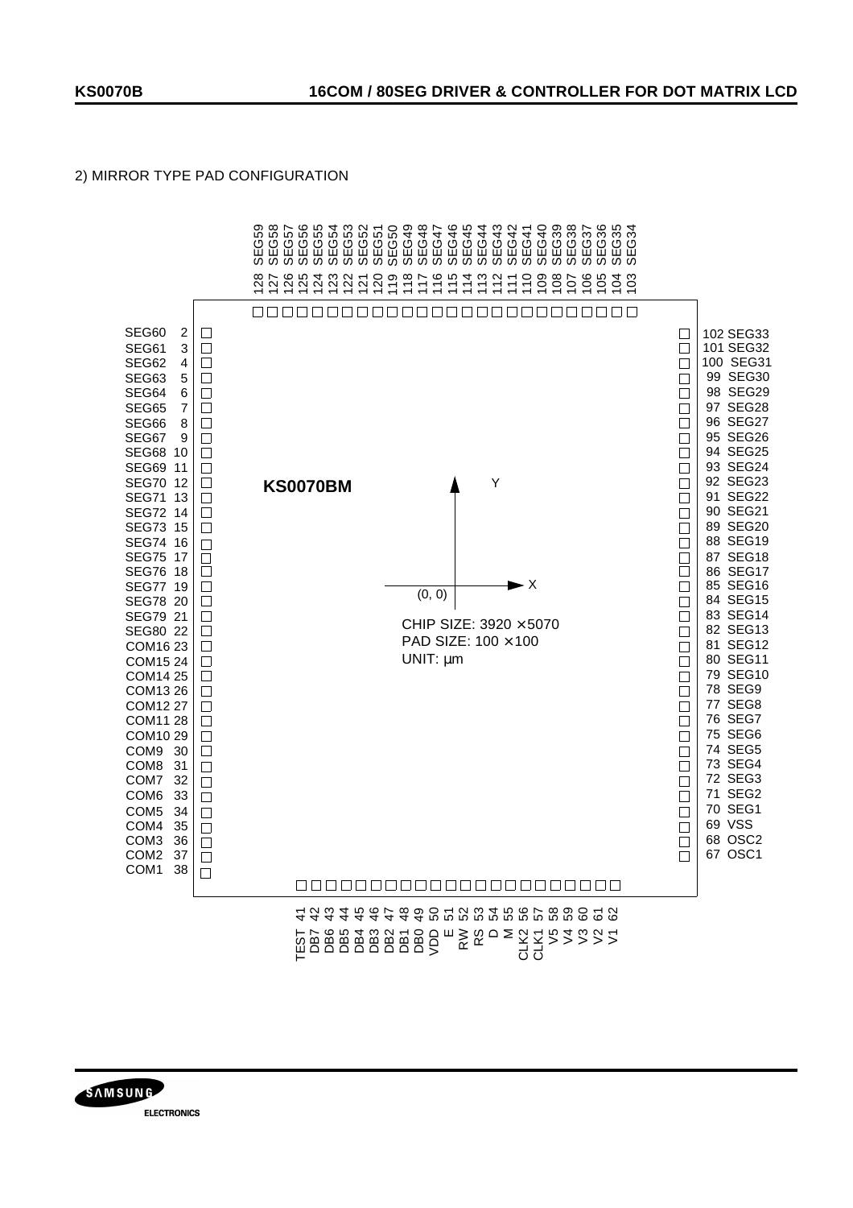## 2) MIRROR TYPE PAD CONFIGURATION

**KS0070BM**

CHIP SIZE: 3920 × 5070
PAD SIZE: 100 × 100
UNIT: µm

(0, 0)

| Pad No. | Pad Name | Pad No. | Pad Name |
|---|---|---|---|
| 2 | SEG60 | 67 | OSC1 |
| 3 | SEG61 | 68 | OSC2 |
| 4 | SEG62 | 69 | VSS |
| 5 | SEG63 | 70 | SEG1 |
| 6 | SEG64 | 71 | SEG2 |
| 7 | SEG65 | 72 | SEG3 |
| 8 | SEG66 | 73 | SEG4 |
| 9 | SEG67 | 74 | SEG5 |
| 10 | SEG68 | 75 | SEG6 |
| 11 | SEG69 | 76 | SEG7 |
| 12 | SEG70 | 77 | SEG8 |
| 13 | SEG71 | 78 | SEG9 |
| 14 | SEG72 | 79 | SEG10 |
| 15 | SEG73 | 80 | SEG11 |
| 16 | SEG74 | 81 | SEG12 |
| 17 | SEG75 | 82 | SEG13 |
| 18 | SEG76 | 83 | SEG14 |
| 19 | SEG77 | 84 | SEG15 |
| 20 | SEG78 | 85 | SEG16 |
| 21 | SEG79 | 86 | SEG17 |
| 22 | SEG80 | 87 | SEG18 |
| 23 | COM16 | 88 | SEG19 |
| 24 | COM15 | 89 | SEG20 |
| 25 | COM14 | 90 | SEG21 |
| 26 | COM13 | 91 | SEG22 |
| 27 | COM12 | 92 | SEG23 |
| 28 | COM11 | 93 | SEG24 |
| 29 | COM10 | 94 | SEG25 |
| 30 | COM9 | 95 | SEG26 |
| 31 | COM8 | 96 | SEG27 |
| 32 | COM7 | 97 | SEG28 |
| 33 | COM6 | 98 | SEG29 |
| 34 | COM5 | 99 | SEG30 |
| 35 | COM4 | 100 | SEG31 |
| 36 | COM3 | 101 | SEG32 |
| 37 | COM2 | 102 | SEG33 |
| 38 | COM1 | 103 | SEG34 |
| 41 | TEST | 104 | SEG35 |
| 42 | DB7 | 105 | SEG36 |
| 43 | DB6 | 106 | SEG37 |
| 44 | DB5 | 107 | SEG38 |
| 45 | DB4 | 108 | SEG39 |
| 46 | DB3 | 109 | SEG40 |
| 47 | DB2 | 110 | SEG41 |
| 48 | DB1 | 111 | SEG42 |
| 49 | DB0 | 112 | SEG43 |
| 50 | VDD | 113 | SEG44 |
| 51 | E | 114 | SEG45 |
| 52 | RW | 115 | SEG46 |
| 53 | RS | 116 | SEG47 |
| 54 | D | 117 | SEG48 |
| 55 | M | 118 | SEG49 |
| 56 | CLK2 | 119 | SEG50 |
| 57 | CLK1 | 120 | SEG51 |
| 58 | V5 | 121 | SEG52 |
| 59 | V4 | 122 | SEG53 |
| 60 | V3 | 123 | SEG54 |
| 61 | V2 | 124 | SEG55 |
| 62 | V1 | 125 | SEG56 |
| | | 126 | SEG57 |
| | | 127 | SEG58 |
| | | 128 | SEG59 |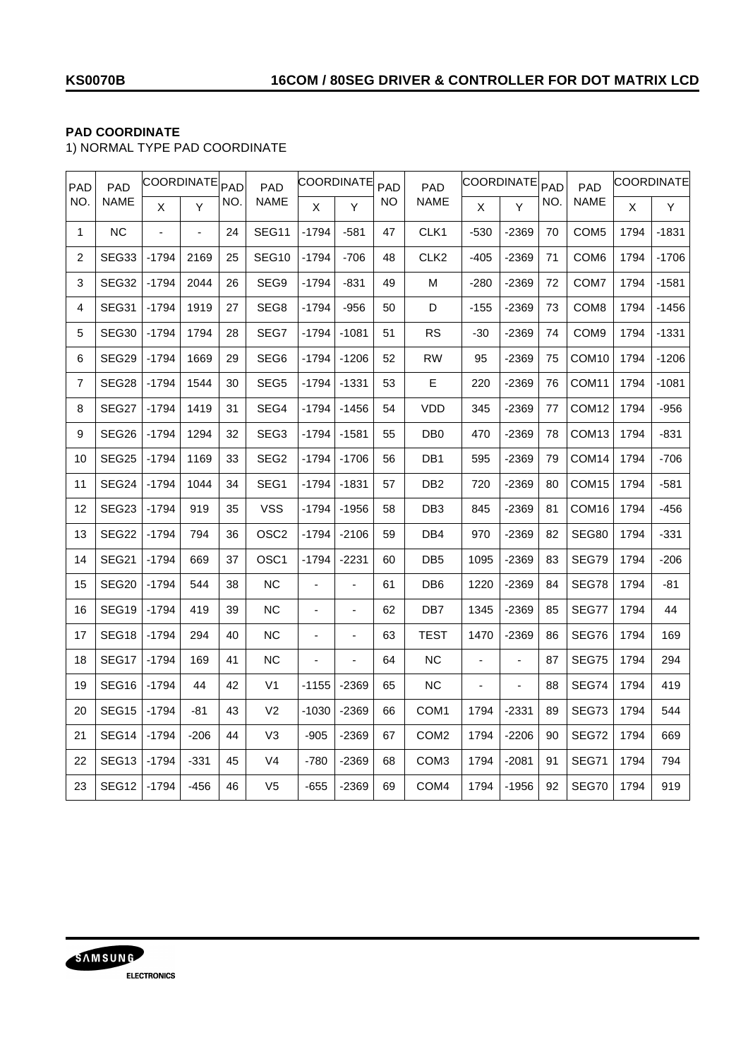**PAD COORDINATE**

1) NORMAL TYPE PAD COORDINATE

| PAD NO. | PAD NAME | COORDINATE | | PAD NO. | PAD NAME | COORDINATE | | PAD NO | PAD NAME | COORDINATE | | PAD NO. | PAD NAME | COORDINATE | |
|---|---|---|---|---|---|---|---|---|---|---|---|---|---|---|---|
| | | X | Y | | | X | Y | | | X | Y | | | X | Y |
| 1 | NC | - | - | 24 | SEG11 | -1794 | -581 | 47 | CLK1 | -530 | -2369 | 70 | COM5 | 1794 | -1831 |
| 2 | SEG33 | -1794 | 2169 | 25 | SEG10 | -1794 | -706 | 48 | CLK2 | -405 | -2369 | 71 | COM6 | 1794 | -1706 |
| 3 | SEG32 | -1794 | 2044 | 26 | SEG9 | -1794 | -831 | 49 | M | -280 | -2369 | 72 | COM7 | 1794 | -1581 |
| 4 | SEG31 | -1794 | 1919 | 27 | SEG8 | -1794 | -956 | 50 | D | -155 | -2369 | 73 | COM8 | 1794 | -1456 |
| 5 | SEG30 | -1794 | 1794 | 28 | SEG7 | -1794 | -1081 | 51 | RS | -30 | -2369 | 74 | COM9 | 1794 | -1331 |
| 6 | SEG29 | -1794 | 1669 | 29 | SEG6 | -1794 | -1206 | 52 | RW | 95 | -2369 | 75 | COM10 | 1794 | -1206 |
| 7 | SEG28 | -1794 | 1544 | 30 | SEG5 | -1794 | -1331 | 53 | E | 220 | -2369 | 76 | COM11 | 1794 | -1081 |
| 8 | SEG27 | -1794 | 1419 | 31 | SEG4 | -1794 | -1456 | 54 | VDD | 345 | -2369 | 77 | COM12 | 1794 | -956 |
| 9 | SEG26 | -1794 | 1294 | 32 | SEG3 | -1794 | -1581 | 55 | DB0 | 470 | -2369 | 78 | COM13 | 1794 | -831 |
| 10 | SEG25 | -1794 | 1169 | 33 | SEG2 | -1794 | -1706 | 56 | DB1 | 595 | -2369 | 79 | COM14 | 1794 | -706 |
| 11 | SEG24 | -1794 | 1044 | 34 | SEG1 | -1794 | -1831 | 57 | DB2 | 720 | -2369 | 80 | COM15 | 1794 | -581 |
| 12 | SEG23 | -1794 | 919 | 35 | VSS | -1794 | -1956 | 58 | DB3 | 845 | -2369 | 81 | COM16 | 1794 | -456 |
| 13 | SEG22 | -1794 | 794 | 36 | OSC2 | -1794 | -2106 | 59 | DB4 | 970 | -2369 | 82 | SEG80 | 1794 | -331 |
| 14 | SEG21 | -1794 | 669 | 37 | OSC1 | -1794 | -2231 | 60 | DB5 | 1095 | -2369 | 83 | SEG79 | 1794 | -206 |
| 15 | SEG20 | -1794 | 544 | 38 | NC | - | - | 61 | DB6 | 1220 | -2369 | 84 | SEG78 | 1794 | -81 |
| 16 | SEG19 | -1794 | 419 | 39 | NC | - | - | 62 | DB7 | 1345 | -2369 | 85 | SEG77 | 1794 | 44 |
| 17 | SEG18 | -1794 | 294 | 40 | NC | - | - | 63 | TEST | 1470 | -2369 | 86 | SEG76 | 1794 | 169 |
| 18 | SEG17 | -1794 | 169 | 41 | NC | - | - | 64 | NC | - | - | 87 | SEG75 | 1794 | 294 |
| 19 | SEG16 | -1794 | 44 | 42 | V1 | -1155 | -2369 | 65 | NC | - | - | 88 | SEG74 | 1794 | 419 |
| 20 | SEG15 | -1794 | -81 | 43 | V2 | -1030 | -2369 | 66 | COM1 | 1794 | -2331 | 89 | SEG73 | 1794 | 544 |
| 21 | SEG14 | -1794 | -206 | 44 | V3 | -905 | -2369 | 67 | COM2 | 1794 | -2206 | 90 | SEG72 | 1794 | 669 |
| 22 | SEG13 | -1794 | -331 | 45 | V4 | -780 | -2369 | 68 | COM3 | 1794 | -2081 | 91 | SEG71 | 1794 | 794 |
| 23 | SEG12 | -1794 | -456 | 46 | V5 | -655 | -2369 | 69 | COM4 | 1794 | -1956 | 92 | SEG70 | 1794 | 919 |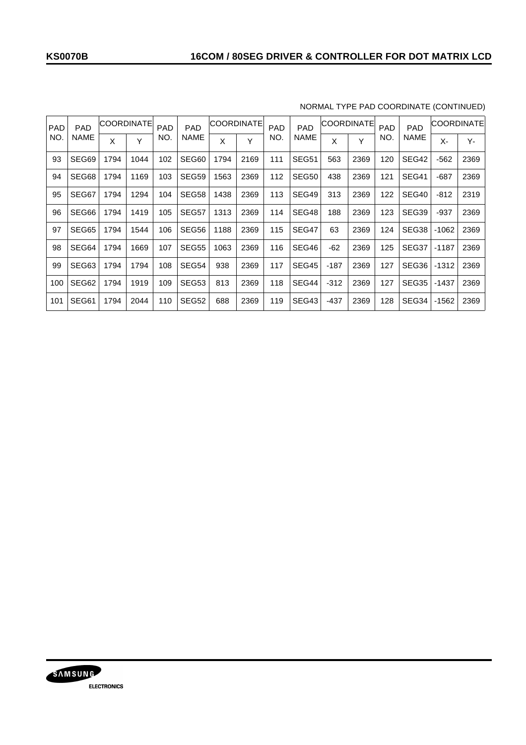NORMAL TYPE PAD COORDINATE (CONTINUED)

| PAD NO. | PAD NAME | COORDINATE | | PAD NO. | PAD NAME | COORDINATE | | PAD NO. | PAD NAME | COORDINATE | | PAD NO. | PAD NAME | COORDINATE | |
|---|---|---|---|---|---|---|---|---|---|---|---|---|---|---|---|
| | | X | Y | | | X | Y | | | X | Y | | | X- | Y- |
| 93 | SEG69 | 1794 | 1044 | 102 | SEG60 | 1794 | 2169 | 111 | SEG51 | 563 | 2369 | 120 | SEG42 | -562 | 2369 |
| 94 | SEG68 | 1794 | 1169 | 103 | SEG59 | 1563 | 2369 | 112 | SEG50 | 438 | 2369 | 121 | SEG41 | -687 | 2369 |
| 95 | SEG67 | 1794 | 1294 | 104 | SEG58 | 1438 | 2369 | 113 | SEG49 | 313 | 2369 | 122 | SEG40 | -812 | 2319 |
| 96 | SEG66 | 1794 | 1419 | 105 | SEG57 | 1313 | 2369 | 114 | SEG48 | 188 | 2369 | 123 | SEG39 | -937 | 2369 |
| 97 | SEG65 | 1794 | 1544 | 106 | SEG56 | 1188 | 2369 | 115 | SEG47 | 63 | 2369 | 124 | SEG38 | -1062 | 2369 |
| 98 | SEG64 | 1794 | 1669 | 107 | SEG55 | 1063 | 2369 | 116 | SEG46 | -62 | 2369 | 125 | SEG37 | -1187 | 2369 |
| 99 | SEG63 | 1794 | 1794 | 108 | SEG54 | 938 | 2369 | 117 | SEG45 | -187 | 2369 | 127 | SEG36 | -1312 | 2369 |
| 100 | SEG62 | 1794 | 1919 | 109 | SEG53 | 813 | 2369 | 118 | SEG44 | -312 | 2369 | 127 | SEG35 | -1437 | 2369 |
| 101 | SEG61 | 1794 | 2044 | 110 | SEG52 | 688 | 2369 | 119 | SEG43 | -437 | 2369 | 128 | SEG34 | -1562 | 2369 |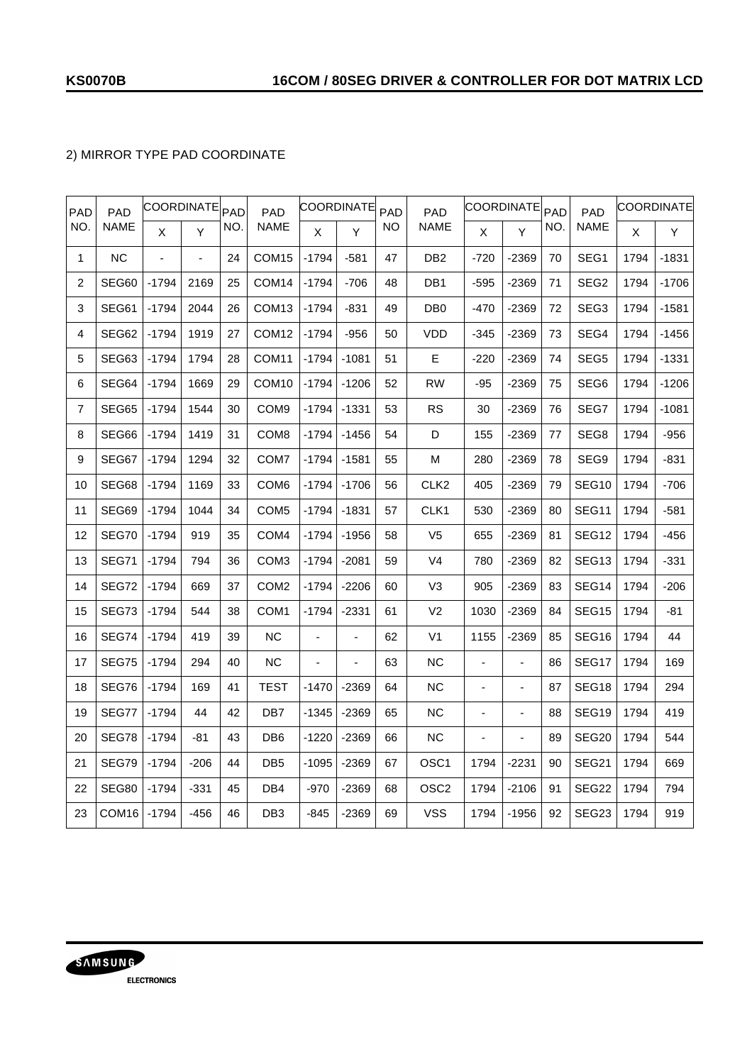2) MIRROR TYPE PAD COORDINATE

| PAD NO. | PAD NAME | COORDINATE | | PAD NO. | PAD NAME | COORDINATE | | PAD NO | PAD NAME | COORDINATE | | PAD NO. | PAD NAME | COORDINATE | |
|---|---|---|---|---|---|---|---|---|---|---|---|---|---|---|---|
| | | X | Y | | | X | Y | | | X | Y | | | X | Y |
| 1 | NC | - | - | 24 | COM15 | -1794 | -581 | 47 | DB2 | -720 | -2369 | 70 | SEG1 | 1794 | -1831 |
| 2 | SEG60 | -1794 | 2169 | 25 | COM14 | -1794 | -706 | 48 | DB1 | -595 | -2369 | 71 | SEG2 | 1794 | -1706 |
| 3 | SEG61 | -1794 | 2044 | 26 | COM13 | -1794 | -831 | 49 | DB0 | -470 | -2369 | 72 | SEG3 | 1794 | -1581 |
| 4 | SEG62 | -1794 | 1919 | 27 | COM12 | -1794 | -956 | 50 | VDD | -345 | -2369 | 73 | SEG4 | 1794 | -1456 |
| 5 | SEG63 | -1794 | 1794 | 28 | COM11 | -1794 | -1081 | 51 | E | -220 | -2369 | 74 | SEG5 | 1794 | -1331 |
| 6 | SEG64 | -1794 | 1669 | 29 | COM10 | -1794 | -1206 | 52 | RW | -95 | -2369 | 75 | SEG6 | 1794 | -1206 |
| 7 | SEG65 | -1794 | 1544 | 30 | COM9 | -1794 | -1331 | 53 | RS | 30 | -2369 | 76 | SEG7 | 1794 | -1081 |
| 8 | SEG66 | -1794 | 1419 | 31 | COM8 | -1794 | -1456 | 54 | D | 155 | -2369 | 77 | SEG8 | 1794 | -956 |
| 9 | SEG67 | -1794 | 1294 | 32 | COM7 | -1794 | -1581 | 55 | M | 280 | -2369 | 78 | SEG9 | 1794 | -831 |
| 10 | SEG68 | -1794 | 1169 | 33 | COM6 | -1794 | -1706 | 56 | CLK2 | 405 | -2369 | 79 | SEG10 | 1794 | -706 |
| 11 | SEG69 | -1794 | 1044 | 34 | COM5 | -1794 | -1831 | 57 | CLK1 | 530 | -2369 | 80 | SEG11 | 1794 | -581 |
| 12 | SEG70 | -1794 | 919 | 35 | COM4 | -1794 | -1956 | 58 | V5 | 655 | -2369 | 81 | SEG12 | 1794 | -456 |
| 13 | SEG71 | -1794 | 794 | 36 | COM3 | -1794 | -2081 | 59 | V4 | 780 | -2369 | 82 | SEG13 | 1794 | -331 |
| 14 | SEG72 | -1794 | 669 | 37 | COM2 | -1794 | -2206 | 60 | V3 | 905 | -2369 | 83 | SEG14 | 1794 | -206 |
| 15 | SEG73 | -1794 | 544 | 38 | COM1 | -1794 | -2331 | 61 | V2 | 1030 | -2369 | 84 | SEG15 | 1794 | -81 |
| 16 | SEG74 | -1794 | 419 | 39 | NC | - | - | 62 | V1 | 1155 | -2369 | 85 | SEG16 | 1794 | 44 |
| 17 | SEG75 | -1794 | 294 | 40 | NC | - | - | 63 | NC | - | - | 86 | SEG17 | 1794 | 169 |
| 18 | SEG76 | -1794 | 169 | 41 | TEST | -1470 | -2369 | 64 | NC | - | - | 87 | SEG18 | 1794 | 294 |
| 19 | SEG77 | -1794 | 44 | 42 | DB7 | -1345 | -2369 | 65 | NC | - | - | 88 | SEG19 | 1794 | 419 |
| 20 | SEG78 | -1794 | -81 | 43 | DB6 | -1220 | -2369 | 66 | NC | - | - | 89 | SEG20 | 1794 | 544 |
| 21 | SEG79 | -1794 | -206 | 44 | DB5 | -1095 | -2369 | 67 | OSC1 | 1794 | -2231 | 90 | SEG21 | 1794 | 669 |
| 22 | SEG80 | -1794 | -331 | 45 | DB4 | -970 | -2369 | 68 | OSC2 | 1794 | -2106 | 91 | SEG22 | 1794 | 794 |
| 23 | COM16 | -1794 | -456 | 46 | DB3 | -845 | -2369 | 69 | VSS | 1794 | -1956 | 92 | SEG23 | 1794 | 919 |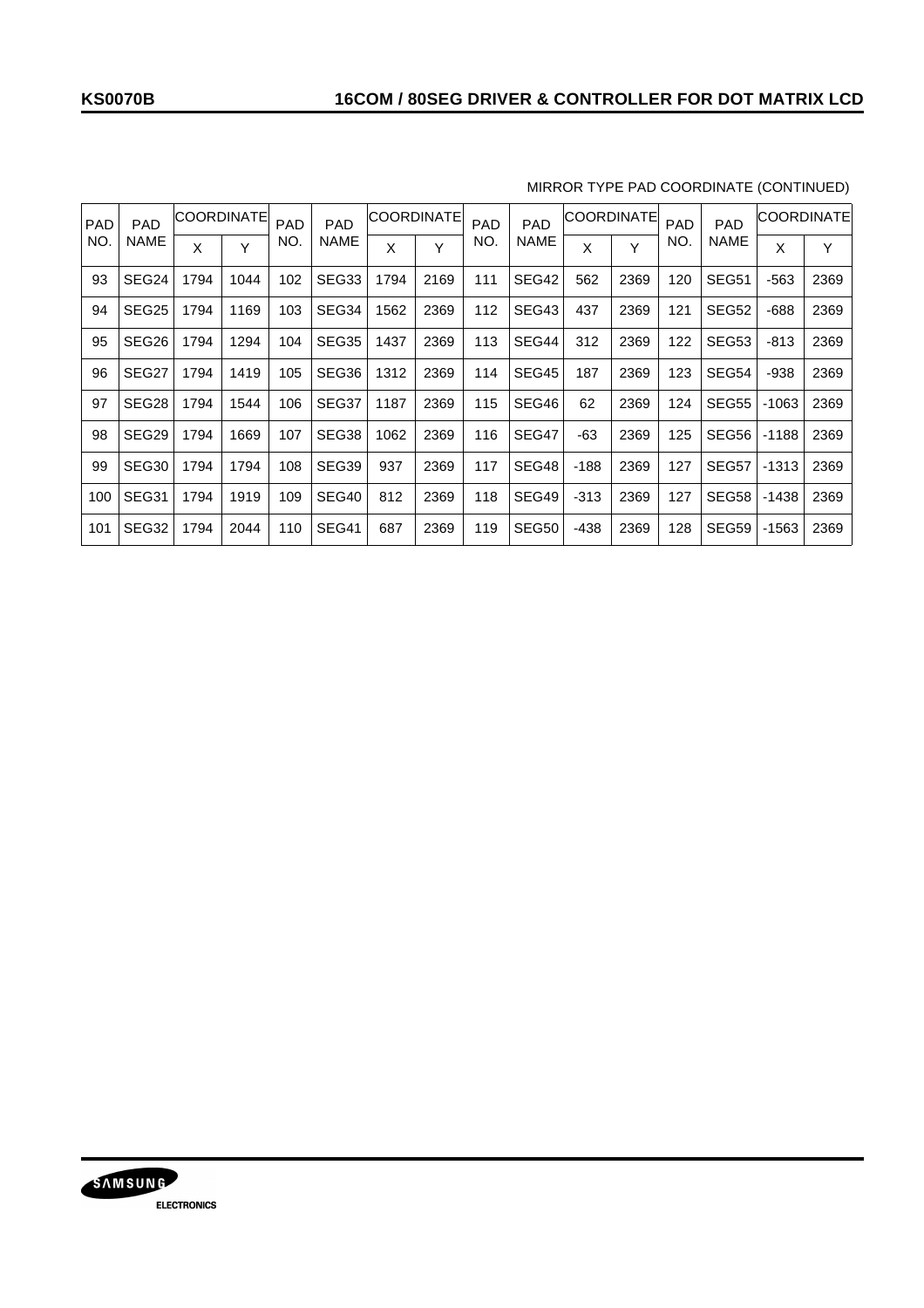MIRROR TYPE PAD COORDINATE (CONTINUED)

| PAD NO. | PAD NAME | COORDINATE | | PAD NO. | PAD NAME | COORDINATE | | PAD NO. | PAD NAME | COORDINATE | | PAD NO. | PAD NAME | COORDINATE | |
|---|---|---|---|---|---|---|---|---|---|---|---|---|---|---|---|
| | | X | Y | | | X | Y | | | X | Y | | | X | Y |
| 93 | SEG24 | 1794 | 1044 | 102 | SEG33 | 1794 | 2169 | 111 | SEG42 | 562 | 2369 | 120 | SEG51 | -563 | 2369 |
| 94 | SEG25 | 1794 | 1169 | 103 | SEG34 | 1562 | 2369 | 112 | SEG43 | 437 | 2369 | 121 | SEG52 | -688 | 2369 |
| 95 | SEG26 | 1794 | 1294 | 104 | SEG35 | 1437 | 2369 | 113 | SEG44 | 312 | 2369 | 122 | SEG53 | -813 | 2369 |
| 96 | SEG27 | 1794 | 1419 | 105 | SEG36 | 1312 | 2369 | 114 | SEG45 | 187 | 2369 | 123 | SEG54 | -938 | 2369 |
| 97 | SEG28 | 1794 | 1544 | 106 | SEG37 | 1187 | 2369 | 115 | SEG46 | 62 | 2369 | 124 | SEG55 | -1063 | 2369 |
| 98 | SEG29 | 1794 | 1669 | 107 | SEG38 | 1062 | 2369 | 116 | SEG47 | -63 | 2369 | 125 | SEG56 | -1188 | 2369 |
| 99 | SEG30 | 1794 | 1794 | 108 | SEG39 | 937 | 2369 | 117 | SEG48 | -188 | 2369 | 127 | SEG57 | -1313 | 2369 |
| 100 | SEG31 | 1794 | 1919 | 109 | SEG40 | 812 | 2369 | 118 | SEG49 | -313 | 2369 | 127 | SEG58 | -1438 | 2369 |
| 101 | SEG32 | 1794 | 2044 | 110 | SEG41 | 687 | 2369 | 119 | SEG50 | -438 | 2369 | 128 | SEG59 | -1563 | 2369 |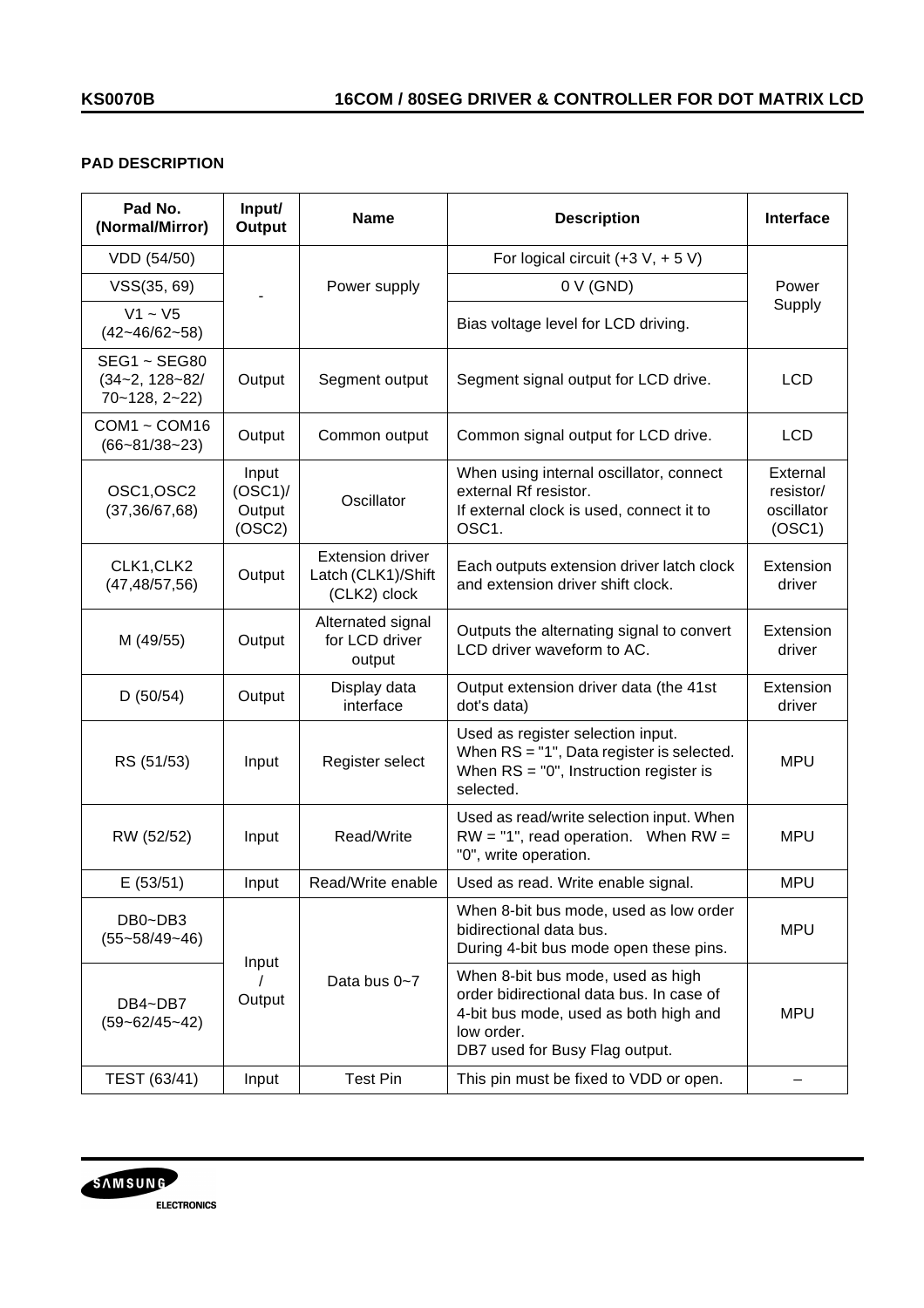## PAD DESCRIPTION

| Pad No. (Normal/Mirror) | Input/ Output | Name | Description | Interface |
|---|---|---|---|---|
| VDD (54/50) | - | Power supply | For logical circuit (+3 V, + 5 V) | Power Supply |
| VSS(35, 69) | | | 0 V (GND) | |
| V1 ~ V5 (42~46/62~58) | | | Bias voltage level for LCD driving. | |
| SEG1 ~ SEG80 (34~2, 128~82/ 70~128, 2~22) | Output | Segment output | Segment signal output for LCD drive. | LCD |
| COM1 ~ COM16 (66~81/38~23) | Output | Common output | Common signal output for LCD drive. | LCD |
| OSC1,OSC2 (37,36/67,68) | Input (OSC1)/ Output (OSC2) | Oscillator | When using internal oscillator, connect external Rf resistor. If external clock is used, connect it to OSC1. | External resistor/ oscillator (OSC1) |
| CLK1,CLK2 (47,48/57,56) | Output | Extension driver Latch (CLK1)/Shift (CLK2) clock | Each outputs extension driver latch clock and extension driver shift clock. | Extension driver |
| M (49/55) | Output | Alternated signal for LCD driver output | Outputs the alternating signal to convert LCD driver waveform to AC. | Extension driver |
| D (50/54) | Output | Display data interface | Output extension driver data (the 41st dot's data) | Extension driver |
| RS (51/53) | Input | Register select | Used as register selection input. When RS = "1", Data register is selected. When RS = "0", Instruction register is selected. | MPU |
| RW (52/52) | Input | Read/Write | Used as read/write selection input. When RW = "1", read operation. When RW = "0", write operation. | MPU |
| E (53/51) | Input | Read/Write enable | Used as read. Write enable signal. | MPU |
| DB0~DB3 (55~58/49~46) | Input / Output | Data bus 0~7 | When 8-bit bus mode, used as low order bidirectional data bus. During 4-bit bus mode open these pins. | MPU |
| DB4~DB7 (59~62/45~42) | | | When 8-bit bus mode, used as high order bidirectional data bus. In case of 4-bit bus mode, used as both high and low order. DB7 used for Busy Flag output. | MPU |
| TEST (63/41) | Input | Test Pin | This pin must be fixed to VDD or open. | – |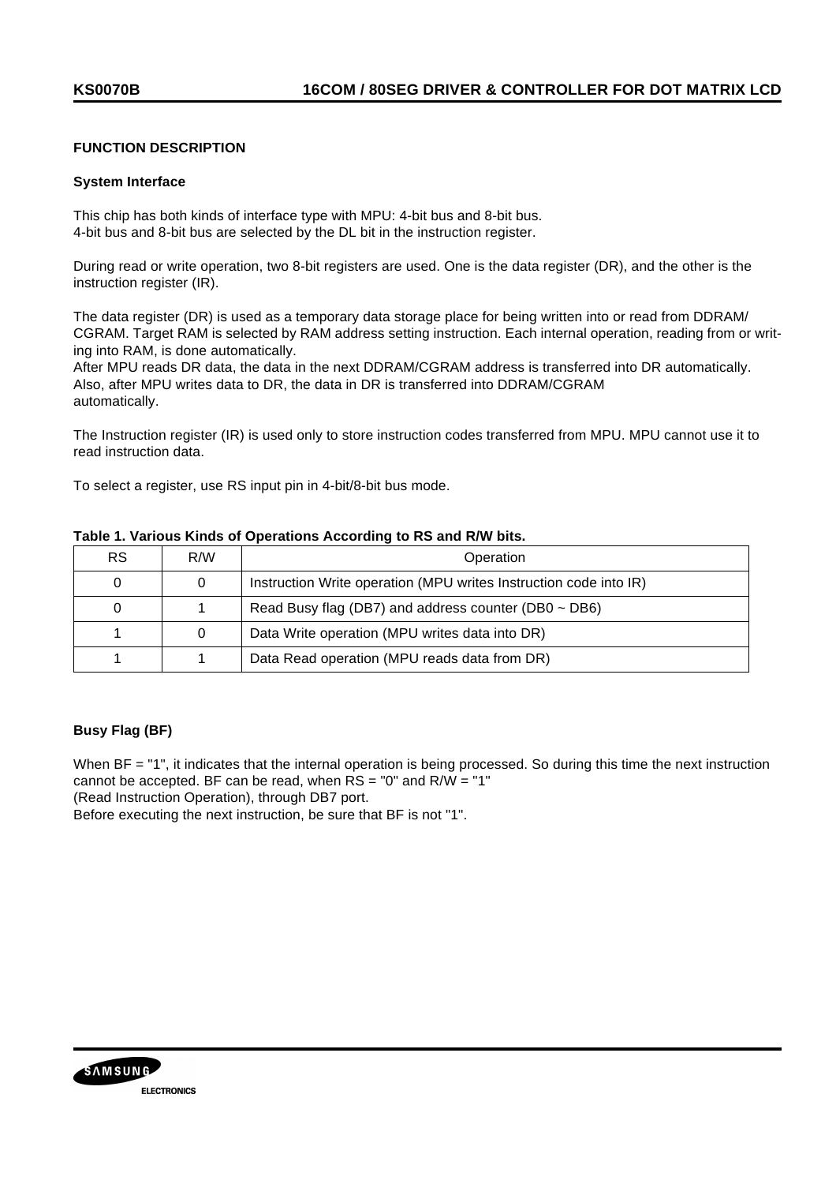## FUNCTION DESCRIPTION

### System Interface

This chip has both kinds of interface type with MPU: 4-bit bus and 8-bit bus.
4-bit bus and 8-bit bus are selected by the DL bit in the instruction register.

During read or write operation, two 8-bit registers are used. One is the data register (DR), and the other is the instruction register (IR).

The data register (DR) is used as a temporary data storage place for being written into or read from DDRAM/ CGRAM. Target RAM is selected by RAM address setting instruction. Each internal operation, reading from or writing into RAM, is done automatically.
After MPU reads DR data, the data in the next DDRAM/CGRAM address is transferred into DR automatically.
Also, after MPU writes data to DR, the data in DR is transferred into DDRAM/CGRAM automatically.

The Instruction register (IR) is used only to store instruction codes transferred from MPU. MPU cannot use it to read instruction data.

To select a register, use RS input pin in 4-bit/8-bit bus mode.

**Table 1. Various Kinds of Operations According to RS and R/W bits.**

| RS | R/W | Operation |
|---|---|---|
| 0 | 0 | Instruction Write operation (MPU writes Instruction code into IR) |
| 0 | 1 | Read Busy flag (DB7) and address counter (DB0 ~ DB6) |
| 1 | 0 | Data Write operation (MPU writes data into DR) |
| 1 | 1 | Data Read operation (MPU reads data from DR) |

### Busy Flag (BF)

When BF = "1", it indicates that the internal operation is being processed. So during this time the next instruction cannot be accepted. BF can be read, when RS = "0" and R/W = "1"
(Read Instruction Operation), through DB7 port.
Before executing the next instruction, be sure that BF is not "1".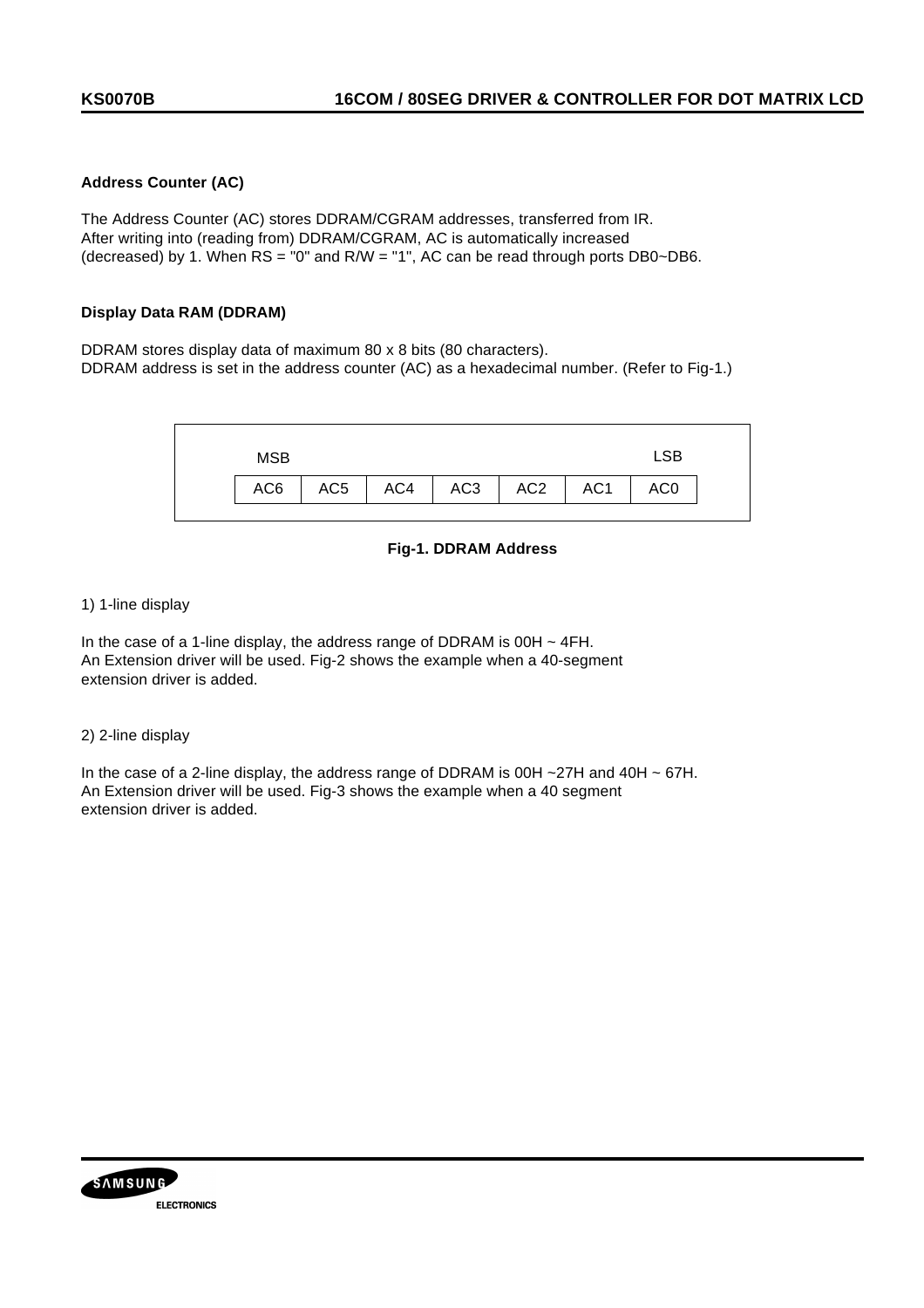### Address Counter (AC)

The Address Counter (AC) stores DDRAM/CGRAM addresses, transferred from IR.
After writing into (reading from) DDRAM/CGRAM, AC is automatically increased (decreased) by 1. When RS = "0" and R/W = "1", AC can be read through ports DB0~DB6.

### Display Data RAM (DDRAM)

DDRAM stores display data of maximum 80 x 8 bits (80 characters).
DDRAM address is set in the address counter (AC) as a hexadecimal number. (Refer to Fig-1.)

| MSB | | | | | | LSB |
|---|---|---|---|---|---|---|
| AC6 | AC5 | AC4 | AC3 | AC2 | AC1 | AC0 |

**Fig-1. DDRAM Address**

1) 1-line display

In the case of a 1-line display, the address range of DDRAM is 00H ~ 4FH.
An Extension driver will be used. Fig-2 shows the example when a 40-segment extension driver is added.

2) 2-line display

In the case of a 2-line display, the address range of DDRAM is 00H ~27H and 40H ~ 67H.
An Extension driver will be used. Fig-3 shows the example when a 40 segment extension driver is added.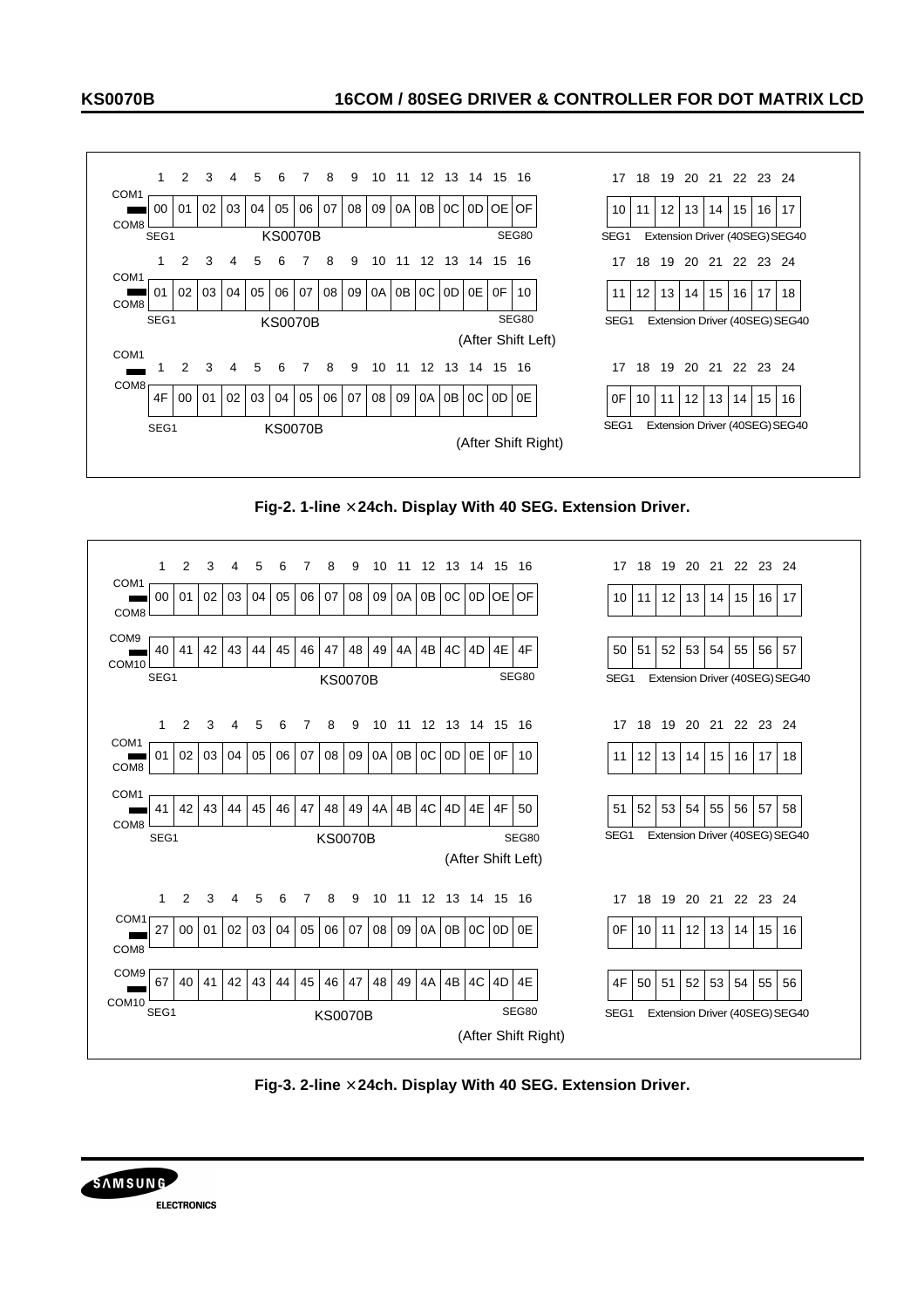| | 1 | 2 | 3 | 4 | 5 | 6 | 7 | 8 | 9 | 10 | 11 | 12 | 13 | 14 | 15 | 16 | 17 | 18 | 19 | 20 | 21 | 22 | 23 | 24 |
|---|---|---|---|---|---|---|---|---|---|---|---|---|---|---|---|---|---|---|---|---|---|---|---|---|
| COM1–COM8 | 00 | 01 | 02 | 03 | 04 | 05 | 06 | 07 | 08 | 09 | 0A | 0B | 0C | 0D | 0E | 0F | 10 | 11 | 12 | 13 | 14 | 15 | 16 | 17 |
| COM1–COM8 (After Shift Left) | 01 | 02 | 03 | 04 | 05 | 06 | 07 | 08 | 09 | 0A | 0B | 0C | 0D | 0E | 0F | 10 | 11 | 12 | 13 | 14 | 15 | 16 | 17 | 18 |
| COM1–COM8 (After Shift Right) | 4F | 00 | 01 | 02 | 03 | 04 | 05 | 06 | 07 | 08 | 09 | 0A | 0B | 0C | 0D | 0E | 0F | 10 | 11 | 12 | 13 | 14 | 15 | 16 |

Positions 1–16: SEG1 – KS0070B – SEG80; Positions 17–24: SEG1 – Extension Driver (40SEG) – SEG40

**Fig-2. 1-line × 24ch. Display With 40 SEG. Extension Driver.**

| | 1 | 2 | 3 | 4 | 5 | 6 | 7 | 8 | 9 | 10 | 11 | 12 | 13 | 14 | 15 | 16 | 17 | 18 | 19 | 20 | 21 | 22 | 23 | 24 |
|---|---|---|---|---|---|---|---|---|---|---|---|---|---|---|---|---|---|---|---|---|---|---|---|---|
| COM1–COM8 | 00 | 01 | 02 | 03 | 04 | 05 | 06 | 07 | 08 | 09 | 0A | 0B | 0C | 0D | 0E | 0F | 10 | 11 | 12 | 13 | 14 | 15 | 16 | 17 |
| COM9–COM10 | 40 | 41 | 42 | 43 | 44 | 45 | 46 | 47 | 48 | 49 | 4A | 4B | 4C | 4D | 4E | 4F | 50 | 51 | 52 | 53 | 54 | 55 | 56 | 57 |
| COM1–COM8 (After Shift Left) | 01 | 02 | 03 | 04 | 05 | 06 | 07 | 08 | 09 | 0A | 0B | 0C | 0D | 0E | 0F | 10 | 11 | 12 | 13 | 14 | 15 | 16 | 17 | 18 |
| COM1–COM8 (After Shift Left) | 41 | 42 | 43 | 44 | 45 | 46 | 47 | 48 | 49 | 4A | 4B | 4C | 4D | 4E | 4F | 50 | 51 | 52 | 53 | 54 | 55 | 56 | 57 | 58 |
| COM1–COM8 (After Shift Right) | 27 | 00 | 01 | 02 | 03 | 04 | 05 | 06 | 07 | 08 | 09 | 0A | 0B | 0C | 0D | 0E | 0F | 10 | 11 | 12 | 13 | 14 | 15 | 16 |
| COM9–COM10 (After Shift Right) | 67 | 40 | 41 | 42 | 43 | 44 | 45 | 46 | 47 | 48 | 49 | 4A | 4B | 4C | 4D | 4E | 4F | 50 | 51 | 52 | 53 | 54 | 55 | 56 |

Positions 1–16: SEG1 – KS0070B – SEG80; Positions 17–24: SEG1 – Extension Driver (40SEG) – SEG40

**Fig-3. 2-line × 24ch. Display With 40 SEG. Extension Driver.**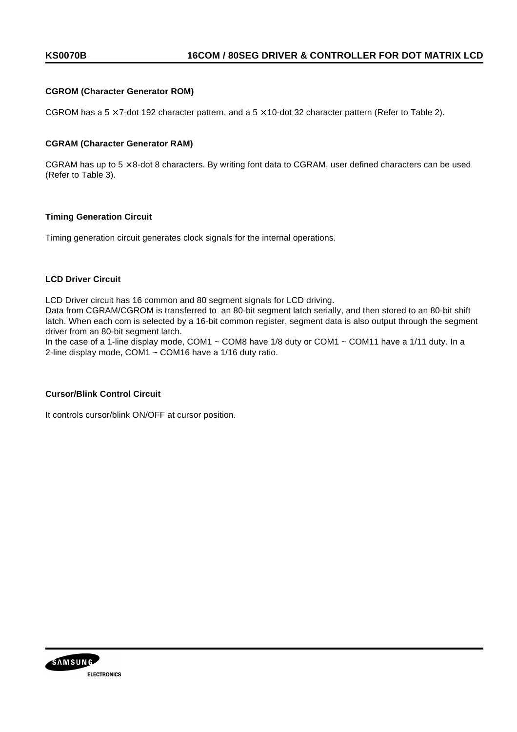### CGROM (Character Generator ROM)

CGROM has a 5 × 7-dot 192 character pattern, and a 5 × 10-dot 32 character pattern (Refer to Table 2).

### CGRAM (Character Generator RAM)

CGRAM has up to 5 × 8-dot 8 characters. By writing font data to CGRAM, user defined characters can be used (Refer to Table 3).

### Timing Generation Circuit

Timing generation circuit generates clock signals for the internal operations.

### LCD Driver Circuit

LCD Driver circuit has 16 common and 80 segment signals for LCD driving.
Data from CGRAM/CGROM is transferred to an 80-bit segment latch serially, and then stored to an 80-bit shift latch. When each com is selected by a 16-bit common register, segment data is also output through the segment driver from an 80-bit segment latch.
In the case of a 1-line display mode, COM1 ~ COM8 have 1/8 duty or COM1 ~ COM11 have a 1/11 duty. In a 2-line display mode, COM1 ~ COM16 have a 1/16 duty ratio.

### Cursor/Blink Control Circuit

It controls cursor/blink ON/OFF at cursor position.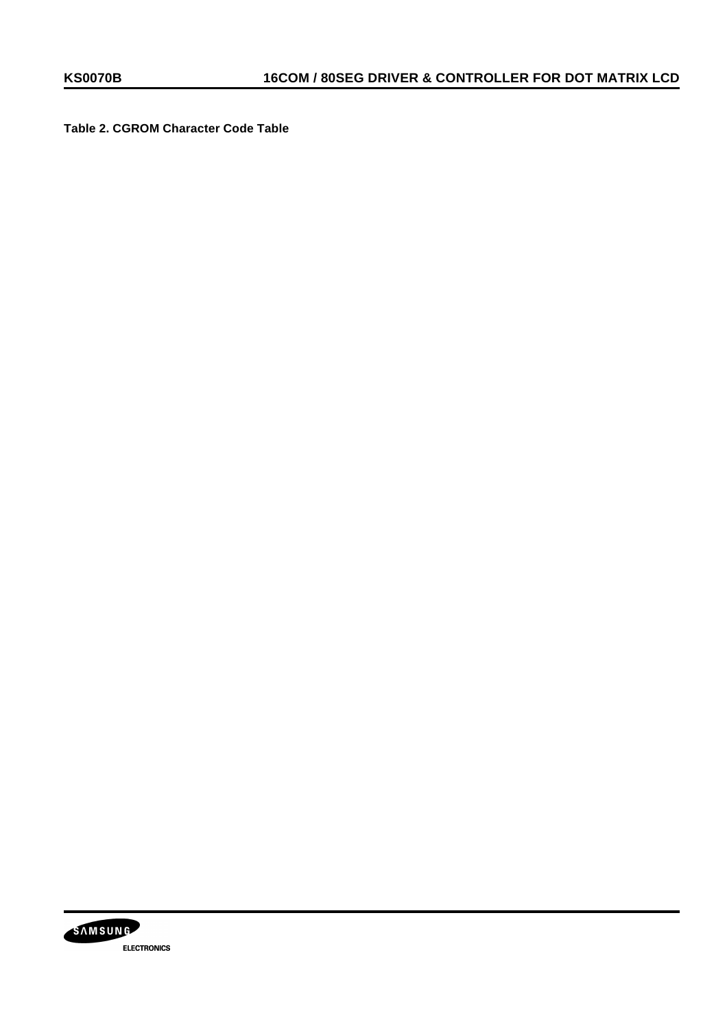**Table 2. CGROM Character Code Table**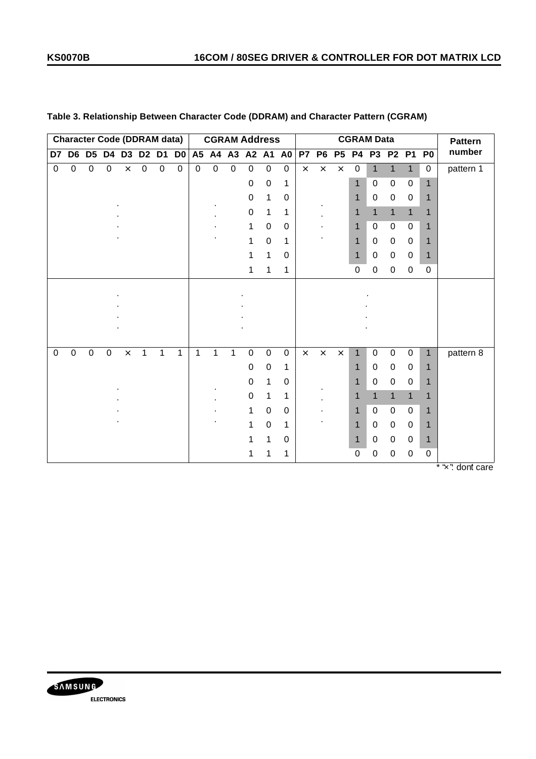**Table 3. Relationship Between Character Code (DDRAM) and Character Pattern (CGRAM)**

| Character Code (DDRAM data) | | | | | | | | CGRAM Address | | | | | | CGRAM Data | | | | | | | | Pattern number |
|---|---|---|---|---|---|---|---|---|---|---|---|---|---|---|---|---|---|---|---|---|---|---|
| D7 | D6 | D5 | D4 | D3 | D2 | D1 | D0 | A5 | A4 | A3 | A2 | A1 | A0 | P7 | P6 | P5 | P4 | P3 | P2 | P1 | P0 | |
| 0 | 0 | 0 | 0 | × | 0 | 0 | 0 | 0 | 0 | 0 | 0 | 0 | 0 | × | × | × | 0 | 1 | 1 | 1 | 0 | pattern 1 |
| | | | | | | | | | | | 0 | 0 | 1 | | | | 1 | 0 | 0 | 0 | 1 | |
| | | | | | | | | | | | 0 | 1 | 0 | | | | 1 | 0 | 0 | 0 | 1 | |
| | | | | . | | | | | . | | 0 | 1 | 1 | | . | | 1 | 1 | 1 | 1 | 1 | |
| | | | | . | | | | | . | | 1 | 0 | 0 | | . | | 1 | 0 | 0 | 0 | 1 | |
| | | | | . | | | | | . | | 1 | 0 | 1 | | . | | 1 | 0 | 0 | 0 | 1 | |
| | | | | | | | | | | | 1 | 1 | 0 | | | | 1 | 0 | 0 | 0 | 1 | |
| | | | | | | | | | | | 1 | 1 | 1 | | | | 0 | 0 | 0 | 0 | 0 | |
| | | | | . | | | | | | . | | | | | | | . | | | | | |
| | | | | . | | | | | | . | | | | | | | . | | | | | |
| | | | | . | | | | | | . | | | | | | | . | | | | | |
| 0 | 0 | 0 | 0 | × | 1 | 1 | 1 | 1 | 1 | 1 | 0 | 0 | 0 | × | × | × | 1 | 0 | 0 | 0 | 1 | pattern 8 |
| | | | | | | | | | | | 0 | 0 | 1 | | | | 1 | 0 | 0 | 0 | 1 | |
| | | | | | | | | | | | 0 | 1 | 0 | | | | 1 | 0 | 0 | 0 | 1 | |
| | | | | . | | | | | . | | 0 | 1 | 1 | | . | | 1 | 1 | 1 | 1 | 1 | |
| | | | | . | | | | | . | | 1 | 0 | 0 | | . | | 1 | 0 | 0 | 0 | 1 | |
| | | | | . | | | | | . | | 1 | 0 | 1 | | . | | 1 | 0 | 0 | 0 | 1 | |
| | | | | | | | | | | | 1 | 1 | 0 | | | | 1 | 0 | 0 | 0 | 1 | |
| | | | | | | | | | | | 1 | 1 | 1 | | | | 0 | 0 | 0 | 0 | 0 | |

* "×": dont care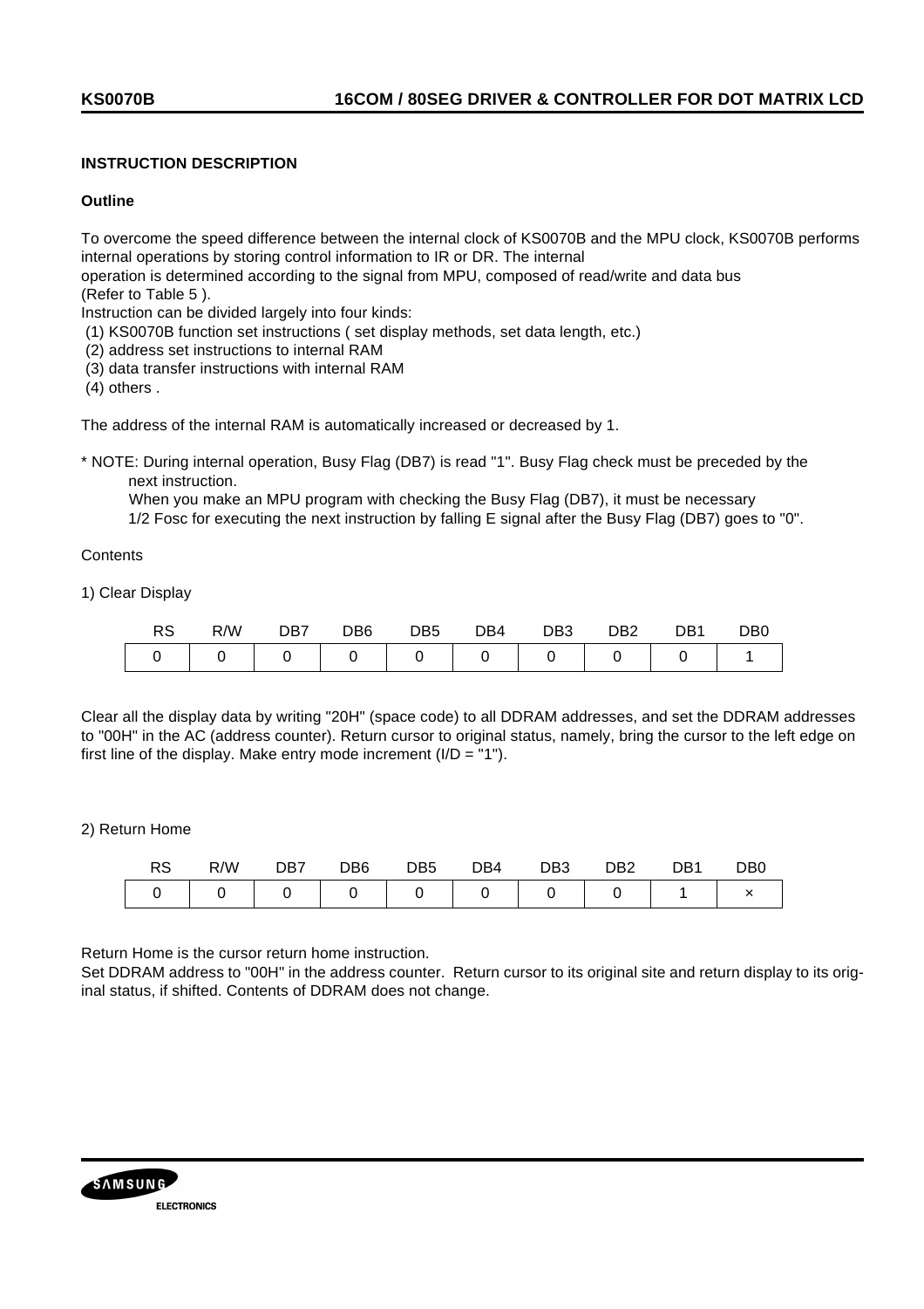## INSTRUCTION DESCRIPTION

### Outline

To overcome the speed difference between the internal clock of KS0070B and the MPU clock, KS0070B performs internal operations by storing control information to IR or DR. The internal
operation is determined according to the signal from MPU, composed of read/write and data bus
(Refer to Table 5 ).
Instruction can be divided largely into four kinds:
(1) KS0070B function set instructions ( set display methods, set data length, etc.)
(2) address set instructions to internal RAM
(3) data transfer instructions with internal RAM
(4) others .

The address of the internal RAM is automatically increased or decreased by 1.

* NOTE: During internal operation, Busy Flag (DB7) is read "1". Busy Flag check must be preceded by the next instruction.
  When you make an MPU program with checking the Busy Flag (DB7), it must be necessary 1/2 Fosc for executing the next instruction by falling E signal after the Busy Flag (DB7) goes to "0".

Contents

1) Clear Display

| RS | R/W | DB7 | DB6 | DB5 | DB4 | DB3 | DB2 | DB1 | DB0 |
|---|---|---|---|---|---|---|---|---|---|
| 0 | 0 | 0 | 0 | 0 | 0 | 0 | 0 | 0 | 1 |

Clear all the display data by writing "20H" (space code) to all DDRAM addresses, and set the DDRAM addresses to "00H" in the AC (address counter). Return cursor to original status, namely, bring the cursor to the left edge on first line of the display. Make entry mode increment (I/D = "1").

2) Return Home

| RS | R/W | DB7 | DB6 | DB5 | DB4 | DB3 | DB2 | DB1 | DB0 |
|---|---|---|---|---|---|---|---|---|---|
| 0 | 0 | 0 | 0 | 0 | 0 | 0 | 0 | 1 | × |

Return Home is the cursor return home instruction.
Set DDRAM address to "00H" in the address counter. Return cursor to its original site and return display to its original status, if shifted. Contents of DDRAM does not change.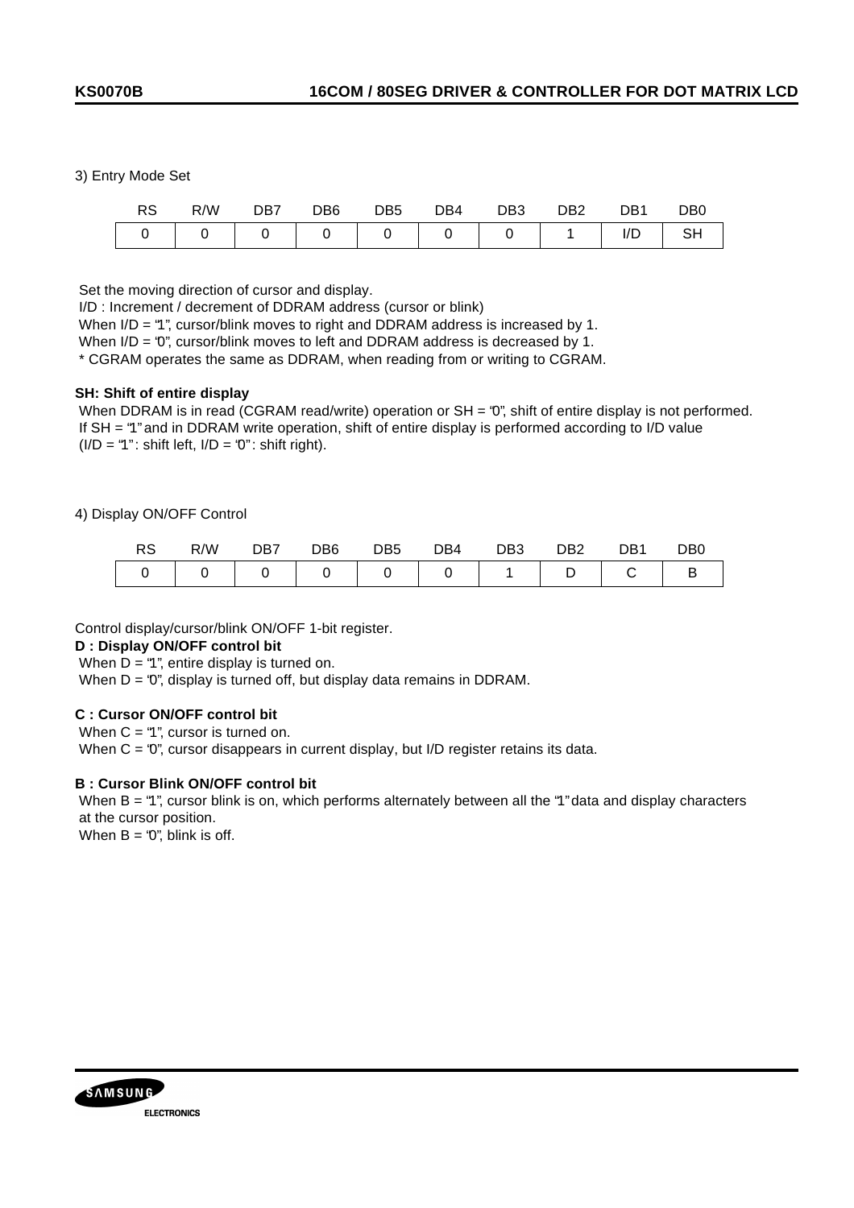3) Entry Mode Set

| RS | R/W | DB7 | DB6 | DB5 | DB4 | DB3 | DB2 | DB1 | DB0 |
|---|---|---|---|---|---|---|---|---|---|
| 0 | 0 | 0 | 0 | 0 | 0 | 0 | 1 | I/D | SH |

Set the moving direction of cursor and display.
I/D : Increment / decrement of DDRAM address (cursor or blink)
When I/D = "1", cursor/blink moves to right and DDRAM address is increased by 1.
When I/D = "0", cursor/blink moves to left and DDRAM address is decreased by 1.
* CGRAM operates the same as DDRAM, when reading from or writing to CGRAM.

**SH: Shift of entire display**
When DDRAM is in read (CGRAM read/write) operation or SH = "0", shift of entire display is not performed.
If SH = "1" and in DDRAM write operation, shift of entire display is performed according to I/D value
(I/D = "1" : shift left, I/D = "0" : shift right).

4) Display ON/OFF Control

| RS | R/W | DB7 | DB6 | DB5 | DB4 | DB3 | DB2 | DB1 | DB0 |
|---|---|---|---|---|---|---|---|---|---|
| 0 | 0 | 0 | 0 | 0 | 0 | 1 | D | C | B |

Control display/cursor/blink ON/OFF 1-bit register.

**D : Display ON/OFF control bit**
When D = "1", entire display is turned on.
When D = "0", display is turned off, but display data remains in DDRAM.

**C : Cursor ON/OFF control bit**
When C = "1", cursor is turned on.
When C = "0", cursor disappears in current display, but I/D register retains its data.

**B : Cursor Blink ON/OFF control bit**
When B = "1", cursor blink is on, which performs alternately between all the "1" data and display characters at the cursor position.
When B = "0", blink is off.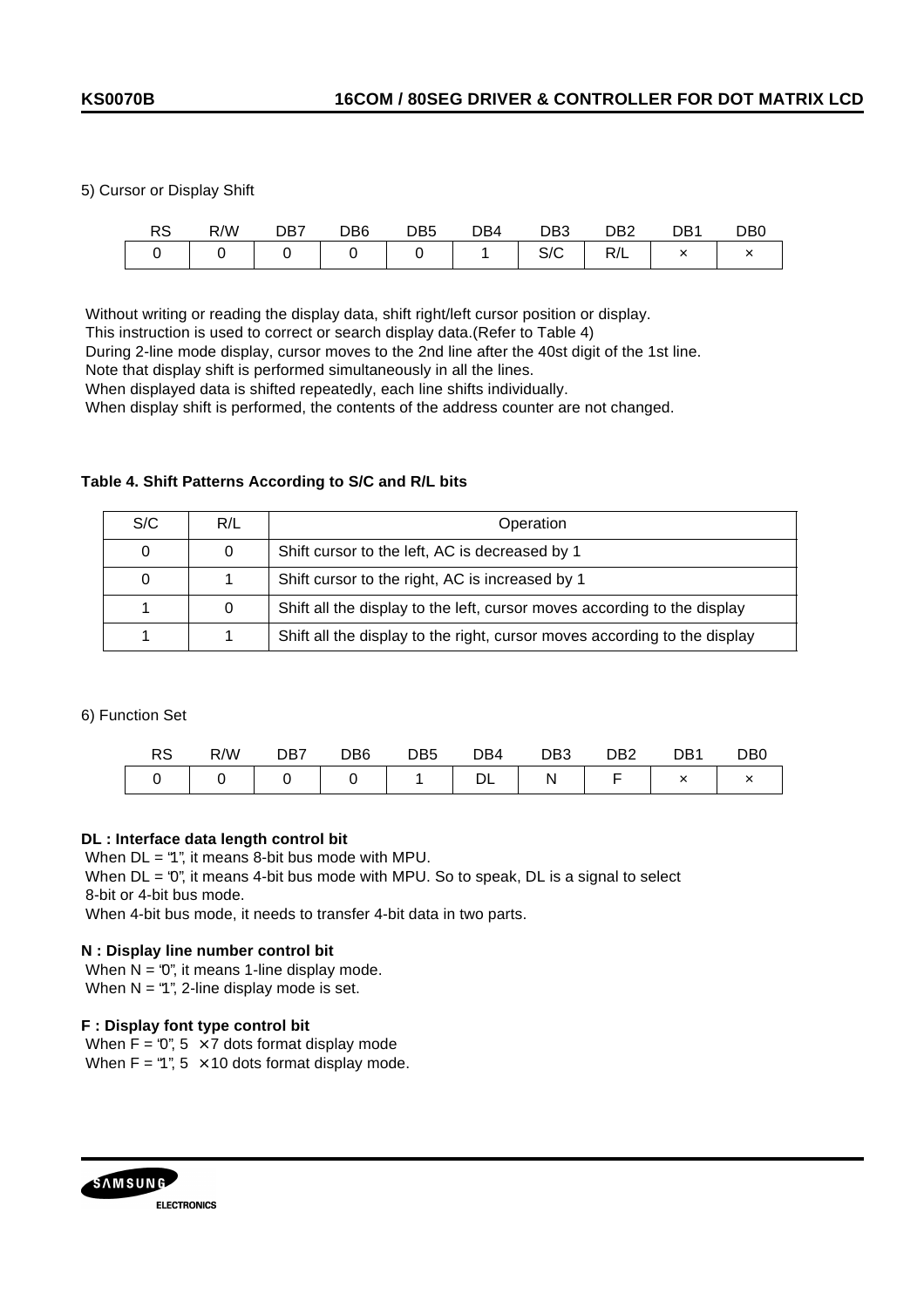5) Cursor or Display Shift

| RS | R/W | DB7 | DB6 | DB5 | DB4 | DB3 | DB2 | DB1 | DB0 |
|---|---|---|---|---|---|---|---|---|---|
| 0 | 0 | 0 | 0 | 0 | 1 | S/C | R/L | × | × |

Without writing or reading the display data, shift right/left cursor position or display.
This instruction is used to correct or search display data.(Refer to Table 4)
During 2-line mode display, cursor moves to the 2nd line after the 40st digit of the 1st line.
Note that display shift is performed simultaneously in all the lines.
When displayed data is shifted repeatedly, each line shifts individually.
When display shift is performed, the contents of the address counter are not changed.

**Table 4. Shift Patterns According to S/C and R/L bits**

| S/C | R/L | Operation |
|---|---|---|
| 0 | 0 | Shift cursor to the left, AC is decreased by 1 |
| 0 | 1 | Shift cursor to the right, AC is increased by 1 |
| 1 | 0 | Shift all the display to the left, cursor moves according to the display |
| 1 | 1 | Shift all the display to the right, cursor moves according to the display |

6) Function Set

| RS | R/W | DB7 | DB6 | DB5 | DB4 | DB3 | DB2 | DB1 | DB0 |
|---|---|---|---|---|---|---|---|---|---|
| 0 | 0 | 0 | 0 | 1 | DL | N | F | × | × |

**DL : Interface data length control bit**

When DL = "1", it means 8-bit bus mode with MPU.
When DL = "0", it means 4-bit bus mode with MPU. So to speak, DL is a signal to select 8-bit or 4-bit bus mode.
When 4-bit bus mode, it needs to transfer 4-bit data in two parts.

**N : Display line number control bit**

When N = "0", it means 1-line display mode.
When N = "1", 2-line display mode is set.

**F : Display font type control bit**

When F = "0", 5 × 7 dots format display mode
When F = "1", 5 × 10 dots format display mode.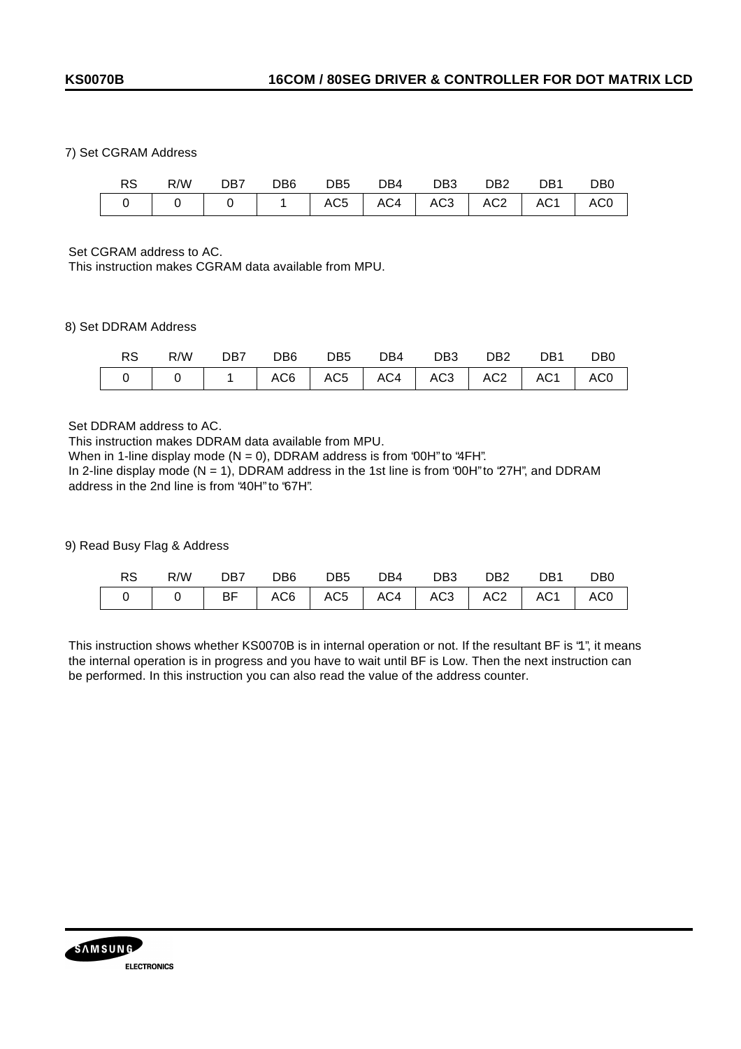### 7) Set CGRAM Address

| RS | R/W | DB7 | DB6 | DB5 | DB4 | DB3 | DB2 | DB1 | DB0 |
|---|---|---|---|---|---|---|---|---|---|
| 0 | 0 | 0 | 1 | AC5 | AC4 | AC3 | AC2 | AC1 | AC0 |

Set CGRAM address to AC.
This instruction makes CGRAM data available from MPU.

### 8) Set DDRAM Address

| RS | R/W | DB7 | DB6 | DB5 | DB4 | DB3 | DB2 | DB1 | DB0 |
|---|---|---|---|---|---|---|---|---|---|
| 0 | 0 | 1 | AC6 | AC5 | AC4 | AC3 | AC2 | AC1 | AC0 |

Set DDRAM address to AC.
This instruction makes DDRAM data available from MPU.
When in 1-line display mode (N = 0), DDRAM address is from "00H" to "4FH".
In 2-line display mode (N = 1), DDRAM address in the 1st line is from "00H" to "27H", and DDRAM address in the 2nd line is from "40H" to "67H".

### 9) Read Busy Flag & Address

| RS | R/W | DB7 | DB6 | DB5 | DB4 | DB3 | DB2 | DB1 | DB0 |
|---|---|---|---|---|---|---|---|---|---|
| 0 | 0 | BF | AC6 | AC5 | AC4 | AC3 | AC2 | AC1 | AC0 |

This instruction shows whether KS0070B is in internal operation or not. If the resultant BF is "1", it means the internal operation is in progress and you have to wait until BF is Low. Then the next instruction can be performed. In this instruction you can also read the value of the address counter.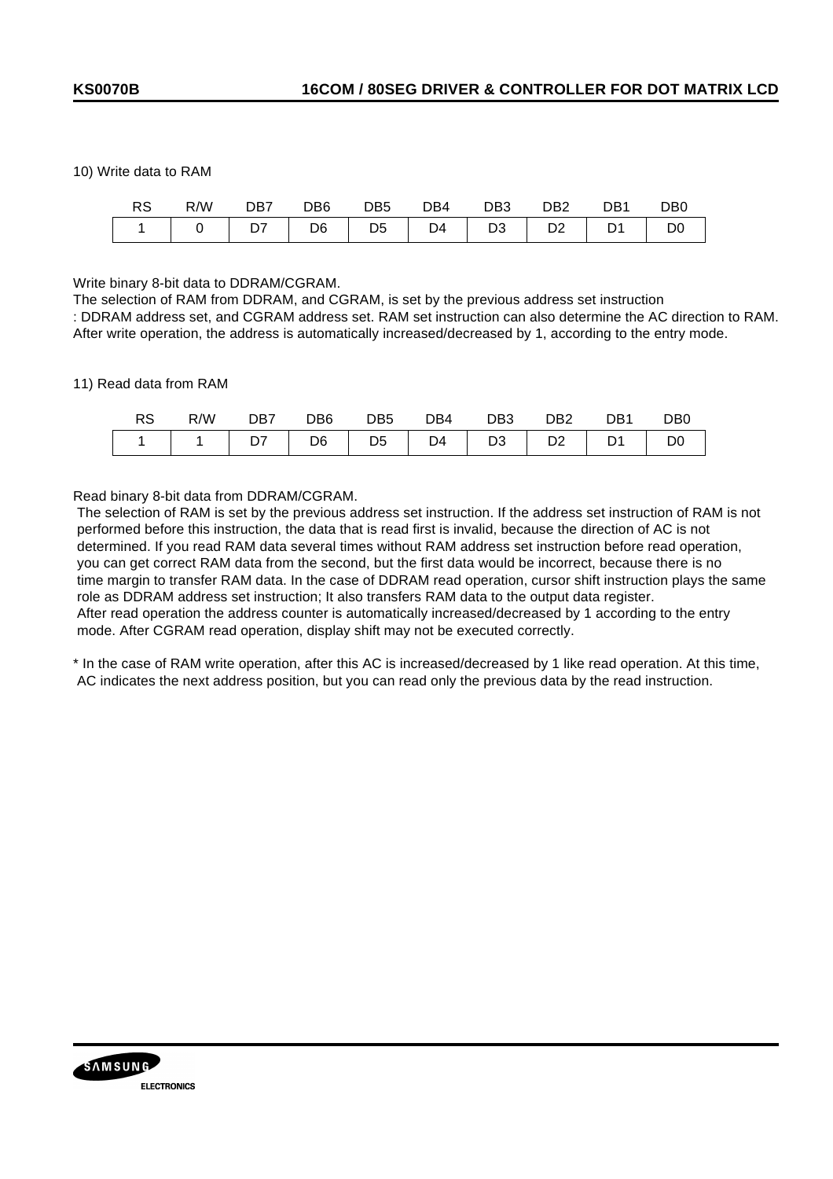10) Write data to RAM

| RS | R/W | DB7 | DB6 | DB5 | DB4 | DB3 | DB2 | DB1 | DB0 |
|---|---|---|---|---|---|---|---|---|---|
| 1 | 0 | D7 | D6 | D5 | D4 | D3 | D2 | D1 | D0 |

Write binary 8-bit data to DDRAM/CGRAM.
The selection of RAM from DDRAM, and CGRAM, is set by the previous address set instruction
: DDRAM address set, and CGRAM address set. RAM set instruction can also determine the AC direction to RAM.
After write operation, the address is automatically increased/decreased by 1, according to the entry mode.

11) Read data from RAM

| RS | R/W | DB7 | DB6 | DB5 | DB4 | DB3 | DB2 | DB1 | DB0 |
|---|---|---|---|---|---|---|---|---|---|
| 1 | 1 | D7 | D6 | D5 | D4 | D3 | D2 | D1 | D0 |

Read binary 8-bit data from DDRAM/CGRAM.
The selection of RAM is set by the previous address set instruction. If the address set instruction of RAM is not performed before this instruction, the data that is read first is invalid, because the direction of AC is not determined. If you read RAM data several times without RAM address set instruction before read operation, you can get correct RAM data from the second, but the first data would be incorrect, because there is no time margin to transfer RAM data. In the case of DDRAM read operation, cursor shift instruction plays the same role as DDRAM address set instruction; It also transfers RAM data to the output data register.
After read operation the address counter is automatically increased/decreased by 1 according to the entry mode. After CGRAM read operation, display shift may not be executed correctly.

* In the case of RAM write operation, after this AC is increased/decreased by 1 like read operation. At this time, AC indicates the next address position, but you can read only the previous data by the read instruction.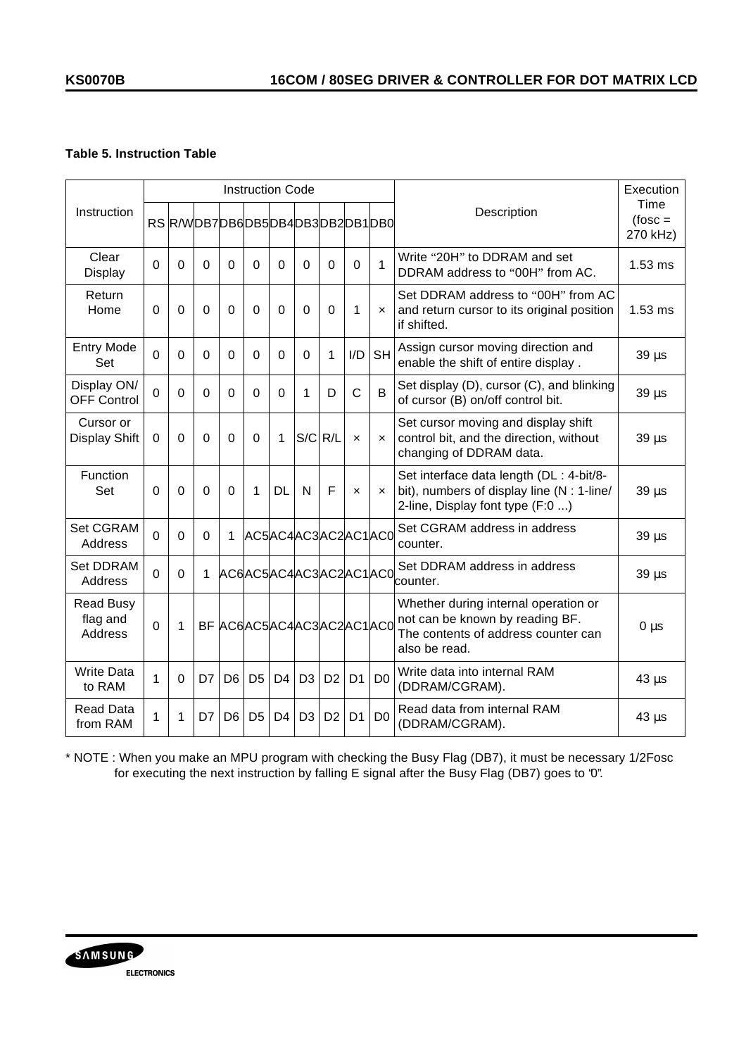**Table 5. Instruction Table**

| Instruction | Instruction Code | | | | | | | | | | Description | Execution Time (fosc = 270 kHz) |
|---|---|---|---|---|---|---|---|---|---|---|---|---|
| | RS | R/W | DB7 | DB6 | DB5 | DB4 | DB3 | DB2 | DB1 | DB0 | | |
| Clear Display | 0 | 0 | 0 | 0 | 0 | 0 | 0 | 0 | 0 | 1 | Write "20H" to DDRAM and set DDRAM address to "00H" from AC. | 1.53 ms |
| Return Home | 0 | 0 | 0 | 0 | 0 | 0 | 0 | 0 | 1 | × | Set DDRAM address to "00H" from AC and return cursor to its original position if shifted. | 1.53 ms |
| Entry Mode Set | 0 | 0 | 0 | 0 | 0 | 0 | 0 | 1 | I/D | SH | Assign cursor moving direction and enable the shift of entire display . | 39 µs |
| Display ON/ OFF Control | 0 | 0 | 0 | 0 | 0 | 0 | 1 | D | C | B | Set display (D), cursor (C), and blinking of cursor (B) on/off control bit. | 39 µs |
| Cursor or Display Shift | 0 | 0 | 0 | 0 | 0 | 1 | S/C | R/L | × | × | Set cursor moving and display shift control bit, and the direction, without changing of DDRAM data. | 39 µs |
| Function Set | 0 | 0 | 0 | 0 | 1 | DL | N | F | × | × | Set interface data length (DL : 4-bit/8-bit), numbers of display line (N : 1-line/ 2-line, Display font type (F:0 ...) | 39 µs |
| Set CGRAM Address | 0 | 0 | 0 | 1 | AC5 | AC4 | AC3 | AC2 | AC1 | AC0 | Set CGRAM address in address counter. | 39 µs |
| Set DDRAM Address | 0 | 0 | 1 | AC6 | AC5 | AC4 | AC3 | AC2 | AC1 | AC0 | Set DDRAM address in address counter. | 39 µs |
| Read Busy flag and Address | 0 | 1 | BF | AC6 | AC5 | AC4 | AC3 | AC2 | AC1 | AC0 | Whether during internal operation or not can be known by reading BF. The contents of address counter can also be read. | 0 µs |
| Write Data to RAM | 1 | 0 | D7 | D6 | D5 | D4 | D3 | D2 | D1 | D0 | Write data into internal RAM (DDRAM/CGRAM). | 43 µs |
| Read Data from RAM | 1 | 1 | D7 | D6 | D5 | D4 | D3 | D2 | D1 | D0 | Read data from internal RAM (DDRAM/CGRAM). | 43 µs |

* NOTE : When you make an MPU program with checking the Busy Flag (DB7), it must be necessary 1/2Fosc for executing the next instruction by falling E signal after the Busy Flag (DB7) goes to "0".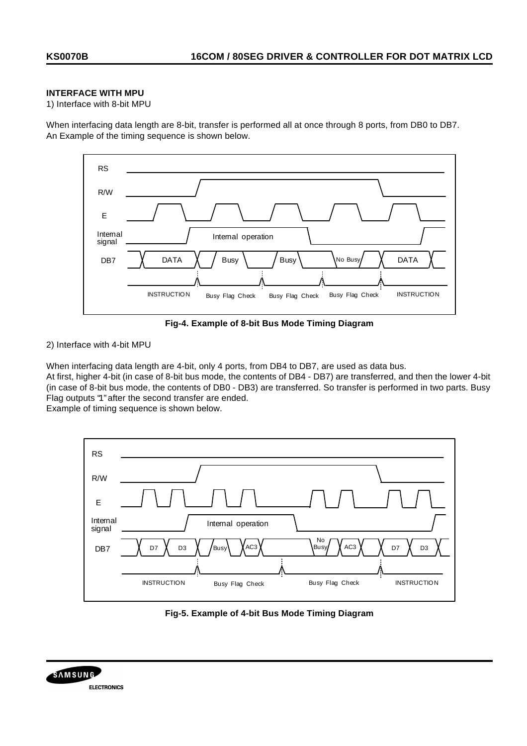**INTERFACE WITH MPU**

1) Interface with 8-bit MPU

When interfacing data length are 8-bit, transfer is performed all at once through 8 ports, from DB0 to DB7. An Example of the timing sequence is shown below.

**Fig-4. Example of 8-bit Bus Mode Timing Diagram**

2) Interface with 4-bit MPU

When interfacing data length are 4-bit, only 4 ports, from DB4 to DB7, are used as data bus.
At first, higher 4-bit (in case of 8-bit bus mode, the contents of DB4 - DB7) are transferred, and then the lower 4-bit (in case of 8-bit bus mode, the contents of DB0 - DB3) are transferred. So transfer is performed in two parts. Busy Flag outputs "1" after the second transfer are ended.
Example of timing sequence is shown below.

**Fig-5. Example of 4-bit Bus Mode Timing Diagram**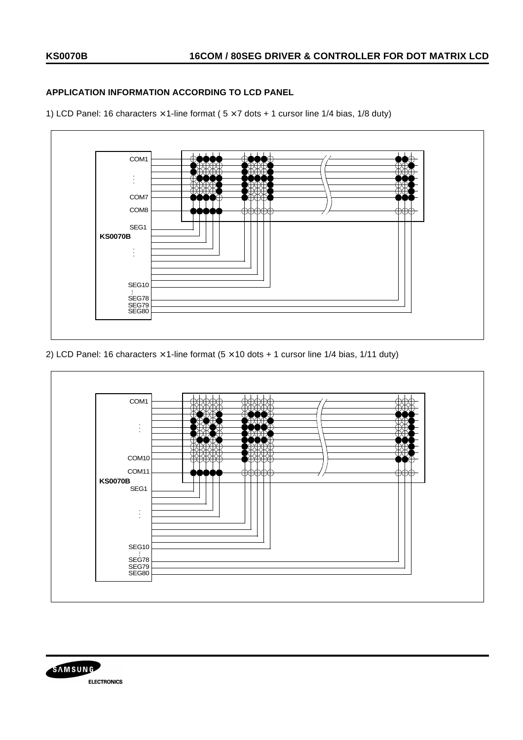### APPLICATION INFORMATION ACCORDING TO LCD PANEL

1) LCD Panel: 16 characters × 1-line format ( 5 × 7 dots + 1 cursor line 1/4 bias, 1/8 duty)

COM1

COM7

COM8

SEG1

KS0070B

SEG10

SEG78

SEG79

SEG80

2) LCD Panel: 16 characters × 1-line format (5 × 10 dots + 1 cursor line 1/4 bias, 1/11 duty)

COM1

COM10

COM11

KS0070B

SEG1

SEG10

SEG78

SEG79

SEG80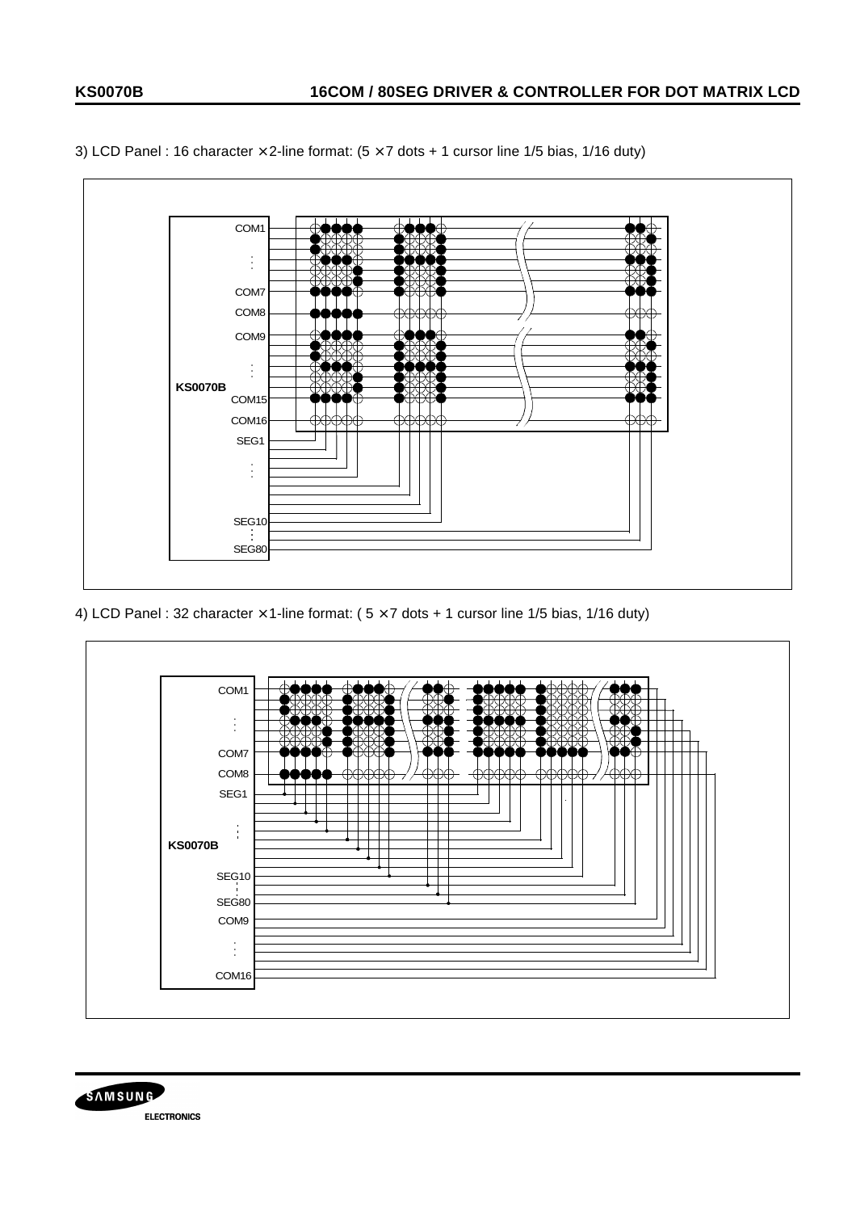3) LCD Panel : 16 character × 2-line format: (5 × 7 dots + 1 cursor line 1/5 bias, 1/16 duty)

KS0070B

COM1

COM7

COM8

COM9

COM15

COM16

SEG1

SEG10

SEG80

4) LCD Panel : 32 character × 1-line format: ( 5 × 7 dots + 1 cursor line 1/5 bias, 1/16 duty)

KS0070B

COM1

COM7

COM8

SEG1

SEG10

SEG80

COM9

COM16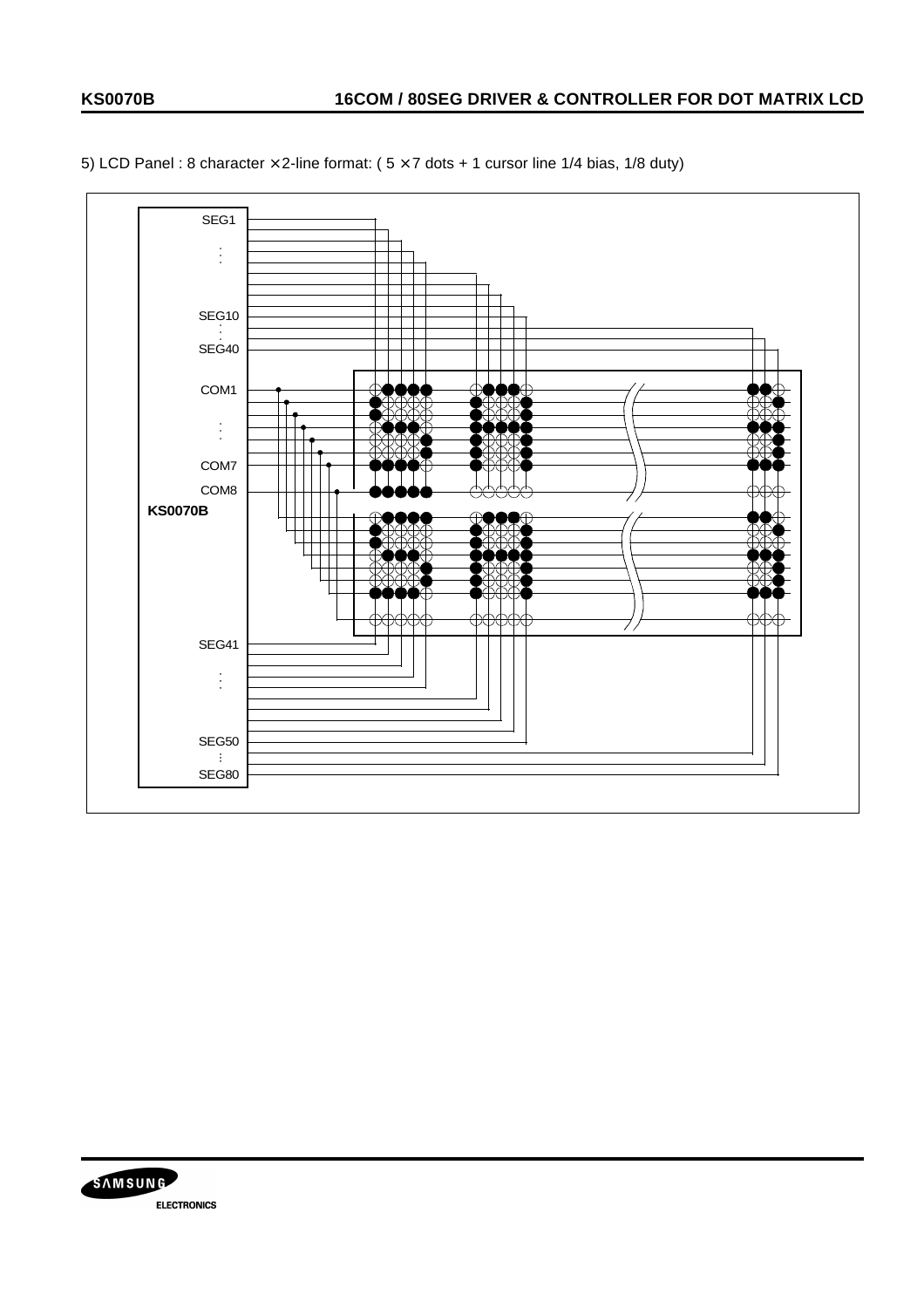5) LCD Panel : 8 character × 2-line format: ( 5 × 7 dots + 1 cursor line 1/4 bias, 1/8 duty)

SEG1

SEG10

SEG40

COM1

COM7

COM8

**KS0070B**

SEG41

SEG50

SEG80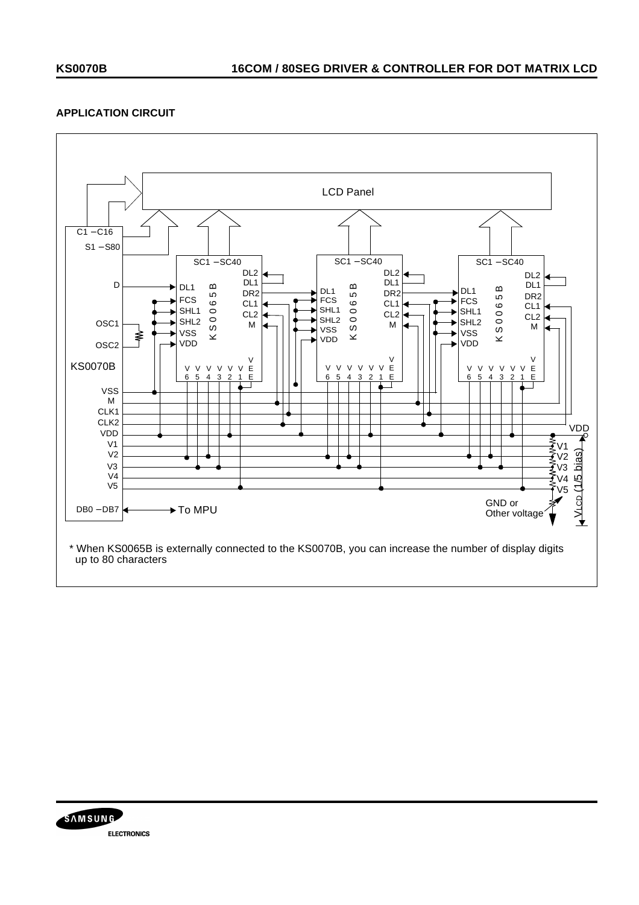## APPLICATION CIRCUIT

\* When KS0065B is externally connected to the KS0070B, you can increase the number of display digits up to 80 characters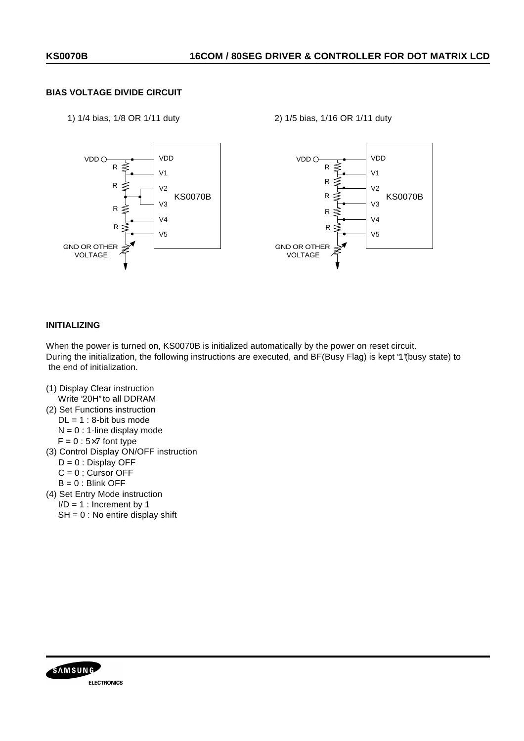### BIAS VOLTAGE DIVIDE CIRCUIT

1) 1/4 bias, 1/8 OR 1/11 duty

2) 1/5 bias, 1/16 OR 1/11 duty

### INITIALIZING

When the power is turned on, KS0070B is initialized automatically by the power on reset circuit.
During the initialization, the following instructions are executed, and BF(Busy Flag) is kept "1"(busy state) to the end of initialization.

(1) Display Clear instruction
  Write "20H" to all DDRAM
(2) Set Functions instruction
  DL = 1 : 8-bit bus mode
  N = 0 : 1-line display mode
  F = 0 : 5×7 font type
(3) Control Display ON/OFF instruction
  D = 0 : Display OFF
  C = 0 : Cursor OFF
  B = 0 : Blink OFF
(4) Set Entry Mode instruction
  I/D = 1 : Increment by 1
  SH = 0 : No entire display shift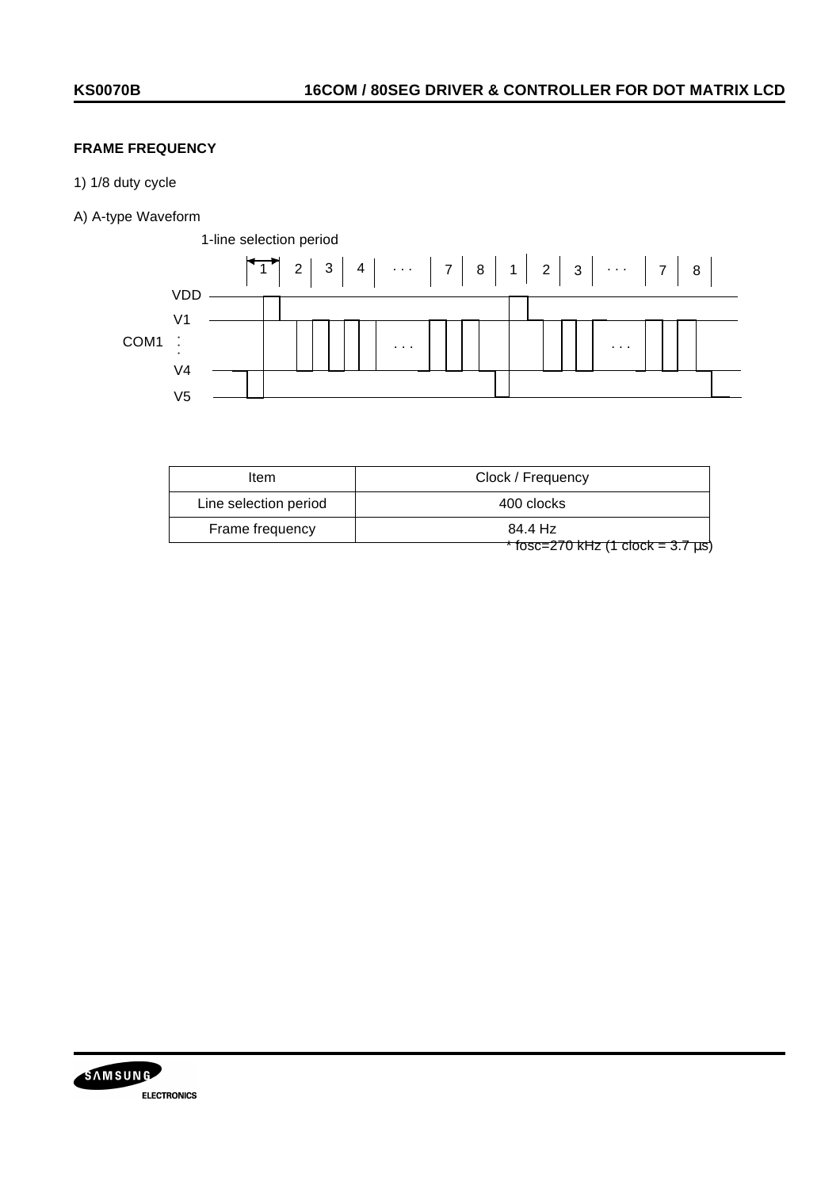## FRAME FREQUENCY

1) 1/8 duty cycle

A) A-type Waveform

1-line selection period

| Item | Clock / Frequency |
| --- | --- |
| Line selection period | 400 clocks |
| Frame frequency | 84.4 Hz |

* fosc=270 kHz (1 clock = 3.7 µs)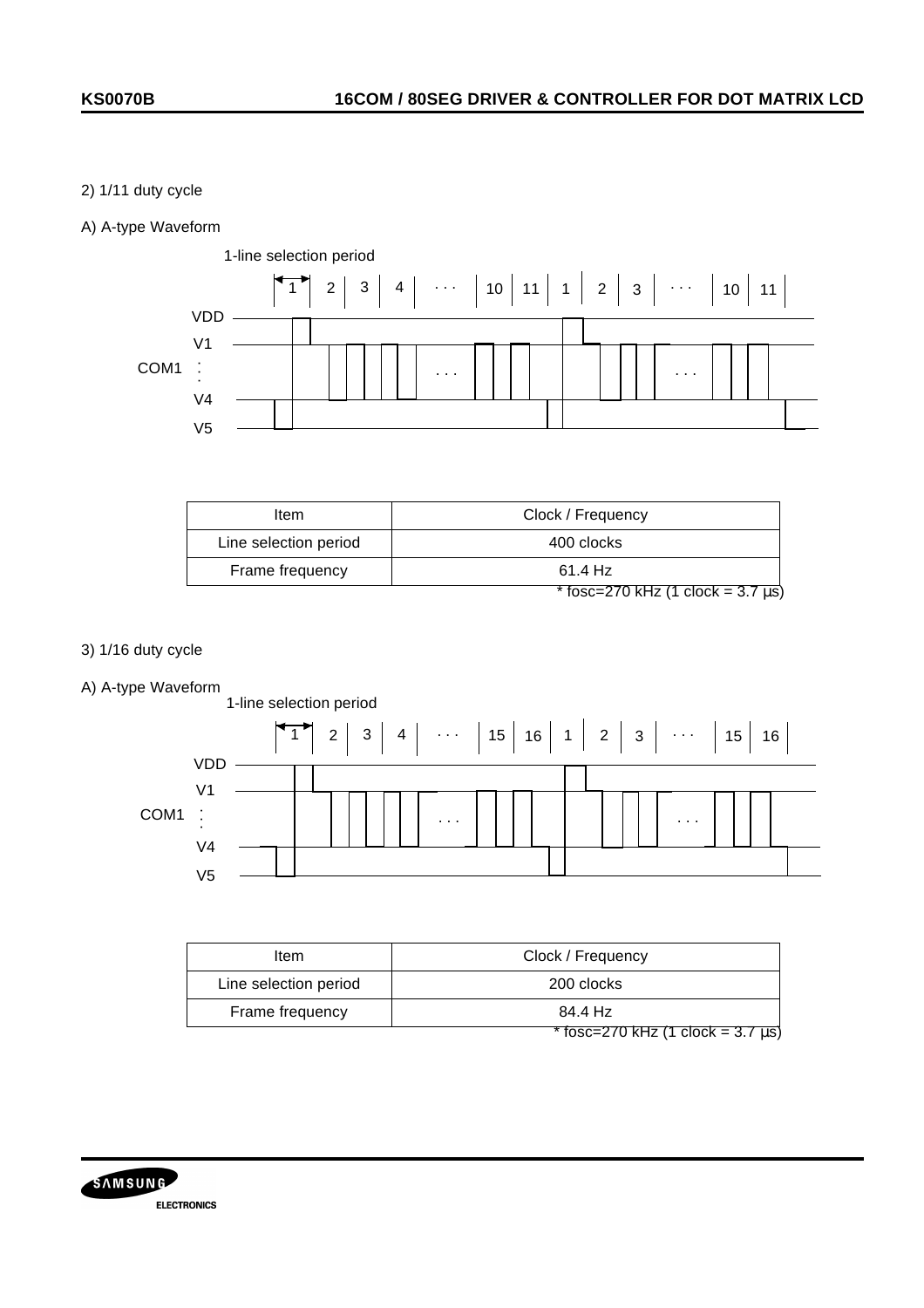2) 1/11 duty cycle

A) A-type Waveform

1-line selection period

| Item | Clock / Frequency |
| --- | --- |
| Line selection period | 400 clocks |
| Frame frequency | 61.4 Hz |

* fosc=270 kHz (1 clock = 3.7 µs)

3) 1/16 duty cycle

A) A-type Waveform

1-line selection period

| Item | Clock / Frequency |
| --- | --- |
| Line selection period | 200 clocks |
| Frame frequency | 84.4 Hz |

* fosc=270 kHz (1 clock = 3.7 µs)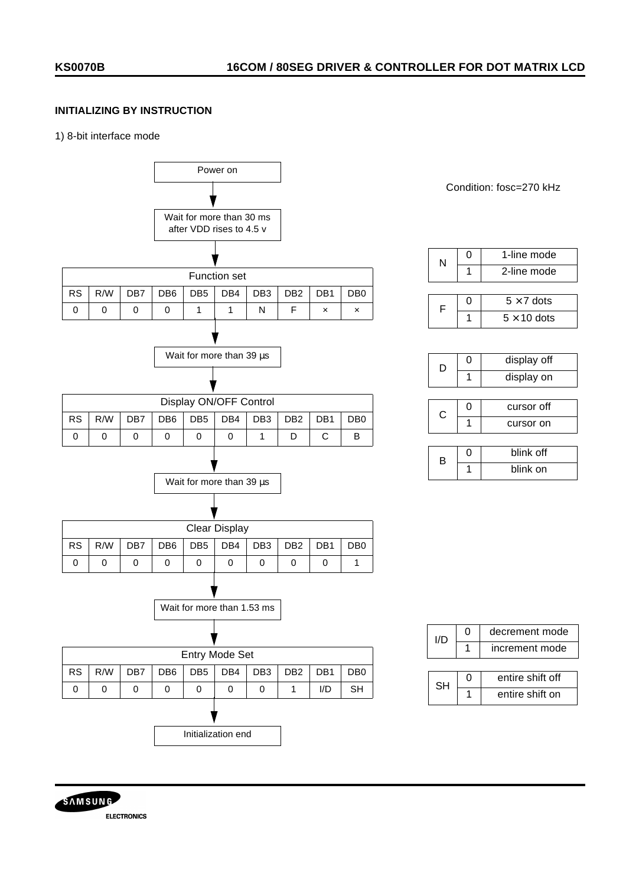### INITIALIZING BY INSTRUCTION

1) 8-bit interface mode

Condition: fosc=270 kHz

**Power on**

↓

**Wait for more than 30 ms after VDD rises to 4.5 v**

↓

| Function set | | | | | | | | | |
|---|---|---|---|---|---|---|---|---|---|
| RS | R/W | DB7 | DB6 | DB5 | DB4 | DB3 | DB2 | DB1 | DB0 |
| 0 | 0 | 0 | 0 | 1 | 1 | N | F | × | × |

↓

**Wait for more than 39 µs**

↓

| Display ON/OFF Control | | | | | | | | | |
|---|---|---|---|---|---|---|---|---|---|
| RS | R/W | DB7 | DB6 | DB5 | DB4 | DB3 | DB2 | DB1 | DB0 |
| 0 | 0 | 0 | 0 | 0 | 0 | 1 | D | C | B |

↓

**Wait for more than 39 µs**

↓

| Clear Display | | | | | | | | | |
|---|---|---|---|---|---|---|---|---|---|
| RS | R/W | DB7 | DB6 | DB5 | DB4 | DB3 | DB2 | DB1 | DB0 |
| 0 | 0 | 0 | 0 | 0 | 0 | 0 | 0 | 0 | 1 |

↓

**Wait for more than 1.53 ms**

↓

| Entry Mode Set | | | | | | | | | |
|---|---|---|---|---|---|---|---|---|---|
| RS | R/W | DB7 | DB6 | DB5 | DB4 | DB3 | DB2 | DB1 | DB0 |
| 0 | 0 | 0 | 0 | 0 | 0 | 0 | 1 | I/D | SH |

↓

**Initialization end**

| N | 0 | 1-line mode |
|---|---|---|
| | 1 | 2-line mode |

| F | 0 | 5 × 7 dots |
|---|---|---|
| | 1 | 5 × 10 dots |

| D | 0 | display off |
|---|---|---|
| | 1 | display on |

| C | 0 | cursor off |
|---|---|---|
| | 1 | cursor on |

| B | 0 | blink off |
|---|---|---|
| | 1 | blink on |

| I/D | 0 | decrement mode |
|---|---|---|
| | 1 | increment mode |

| SH | 0 | entire shift off |
|---|---|---|
| | 1 | entire shift on |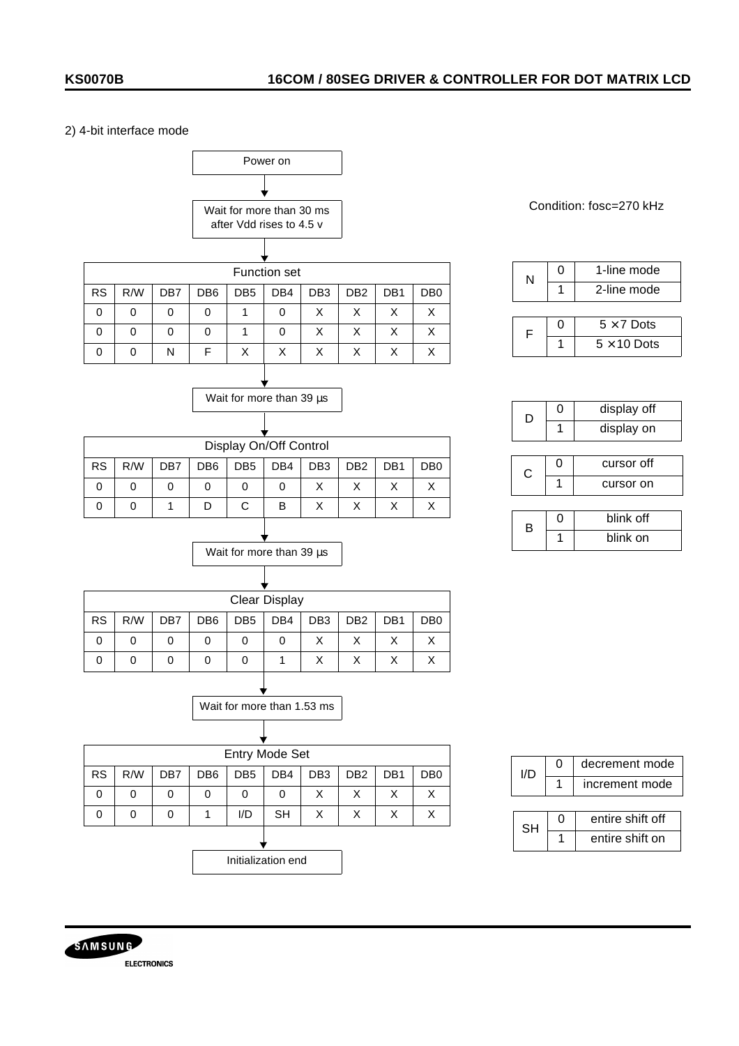2) 4-bit interface mode

Power on

↓

Wait for more than 30 ms after Vdd rises to 4.5 v

↓

| Function set | | | | | | | | | |
|---|---|---|---|---|---|---|---|---|---|
| RS | R/W | DB7 | DB6 | DB5 | DB4 | DB3 | DB2 | DB1 | DB0 |
| 0 | 0 | 0 | 0 | 1 | 0 | X | X | X | X |
| 0 | 0 | 0 | 0 | 1 | 0 | X | X | X | X |
| 0 | 0 | N | F | X | X | X | X | X | X |

↓

Wait for more than 39 µs

↓

| Display On/Off Control | | | | | | | | | |
|---|---|---|---|---|---|---|---|---|---|
| RS | R/W | DB7 | DB6 | DB5 | DB4 | DB3 | DB2 | DB1 | DB0 |
| 0 | 0 | 0 | 0 | 0 | 0 | X | X | X | X |
| 0 | 0 | 1 | D | C | B | X | X | X | X |

↓

Wait for more than 39 µs

↓

| Clear Display | | | | | | | | | |
|---|---|---|---|---|---|---|---|---|---|
| RS | R/W | DB7 | DB6 | DB5 | DB4 | DB3 | DB2 | DB1 | DB0 |
| 0 | 0 | 0 | 0 | 0 | 0 | X | X | X | X |
| 0 | 0 | 0 | 0 | 0 | 1 | X | X | X | X |

↓

Wait for more than 1.53 ms

↓

| Entry Mode Set | | | | | | | | | |
|---|---|---|---|---|---|---|---|---|---|
| RS | R/W | DB7 | DB6 | DB5 | DB4 | DB3 | DB2 | DB1 | DB0 |
| 0 | 0 | 0 | 0 | 0 | 0 | X | X | X | X |
| 0 | 0 | 0 | 1 | I/D | SH | X | X | X | X |

↓

Initialization end

Condition: fosc=270 kHz

| N | | |
|---|---|---|
| N | 0 | 1-line mode |
| | 1 | 2-line mode |

| F | | |
|---|---|---|
| F | 0 | 5 × 7 Dots |
| | 1 | 5 × 10 Dots |

| D | | |
|---|---|---|
| D | 0 | display off |
| | 1 | display on |

| C | | |
|---|---|---|
| C | 0 | cursor off |
| | 1 | cursor on |

| B | | |
|---|---|---|
| B | 0 | blink off |
| | 1 | blink on |

| I/D | | |
|---|---|---|
| I/D | 0 | decrement mode |
| | 1 | increment mode |

| SH | | |
|---|---|---|
| SH | 0 | entire shift off |
| | 1 | entire shift on |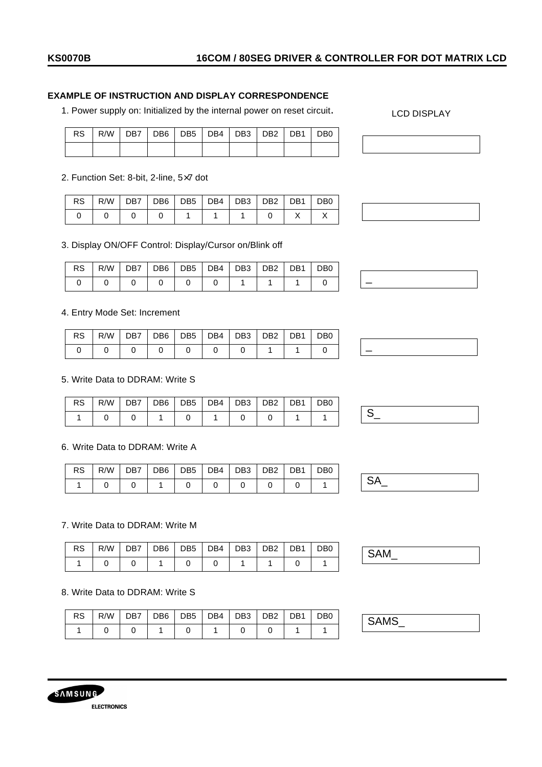### EXAMPLE OF INSTRUCTION AND DISPLAY CORRESPONDENCE

1. Power supply on: Initialized by the internal power on reset circuit.

| RS | R/W | DB7 | DB6 | DB5 | DB4 | DB3 | DB2 | DB1 | DB0 |
|---|---|---|---|---|---|---|---|---|---|
| | | | | | | | | | |

LCD DISPLAY: (blank)

2. Function Set: 8-bit, 2-line, 5×7 dot

| RS | R/W | DB7 | DB6 | DB5 | DB4 | DB3 | DB2 | DB1 | DB0 |
|---|---|---|---|---|---|---|---|---|---|
| 0 | 0 | 0 | 0 | 1 | 1 | 1 | 0 | X | X |

LCD DISPLAY: (blank)

3. Display ON/OFF Control: Display/Cursor on/Blink off

| RS | R/W | DB7 | DB6 | DB5 | DB4 | DB3 | DB2 | DB1 | DB0 |
|---|---|---|---|---|---|---|---|---|---|
| 0 | 0 | 0 | 0 | 0 | 0 | 1 | 1 | 1 | 0 |

LCD DISPLAY: _

4. Entry Mode Set: Increment

| RS | R/W | DB7 | DB6 | DB5 | DB4 | DB3 | DB2 | DB1 | DB0 |
|---|---|---|---|---|---|---|---|---|---|
| 0 | 0 | 0 | 0 | 0 | 0 | 0 | 1 | 1 | 0 |

LCD DISPLAY: _

5. Write Data to DDRAM: Write S

| RS | R/W | DB7 | DB6 | DB5 | DB4 | DB3 | DB2 | DB1 | DB0 |
|---|---|---|---|---|---|---|---|---|---|
| 1 | 0 | 0 | 1 | 0 | 1 | 0 | 0 | 1 | 1 |

LCD DISPLAY: S_

6. Write Data to DDRAM: Write A

| RS | R/W | DB7 | DB6 | DB5 | DB4 | DB3 | DB2 | DB1 | DB0 |
|---|---|---|---|---|---|---|---|---|---|
| 1 | 0 | 0 | 1 | 0 | 0 | 0 | 0 | 0 | 1 |

LCD DISPLAY: SA_

7. Write Data to DDRAM: Write M

| RS | R/W | DB7 | DB6 | DB5 | DB4 | DB3 | DB2 | DB1 | DB0 |
|---|---|---|---|---|---|---|---|---|---|
| 1 | 0 | 0 | 1 | 0 | 0 | 1 | 1 | 0 | 1 |

LCD DISPLAY: SAM_

8. Write Data to DDRAM: Write S

| RS | R/W | DB7 | DB6 | DB5 | DB4 | DB3 | DB2 | DB1 | DB0 |
|---|---|---|---|---|---|---|---|---|---|
| 1 | 0 | 0 | 1 | 0 | 1 | 0 | 0 | 1 | 1 |

LCD DISPLAY: SAMS_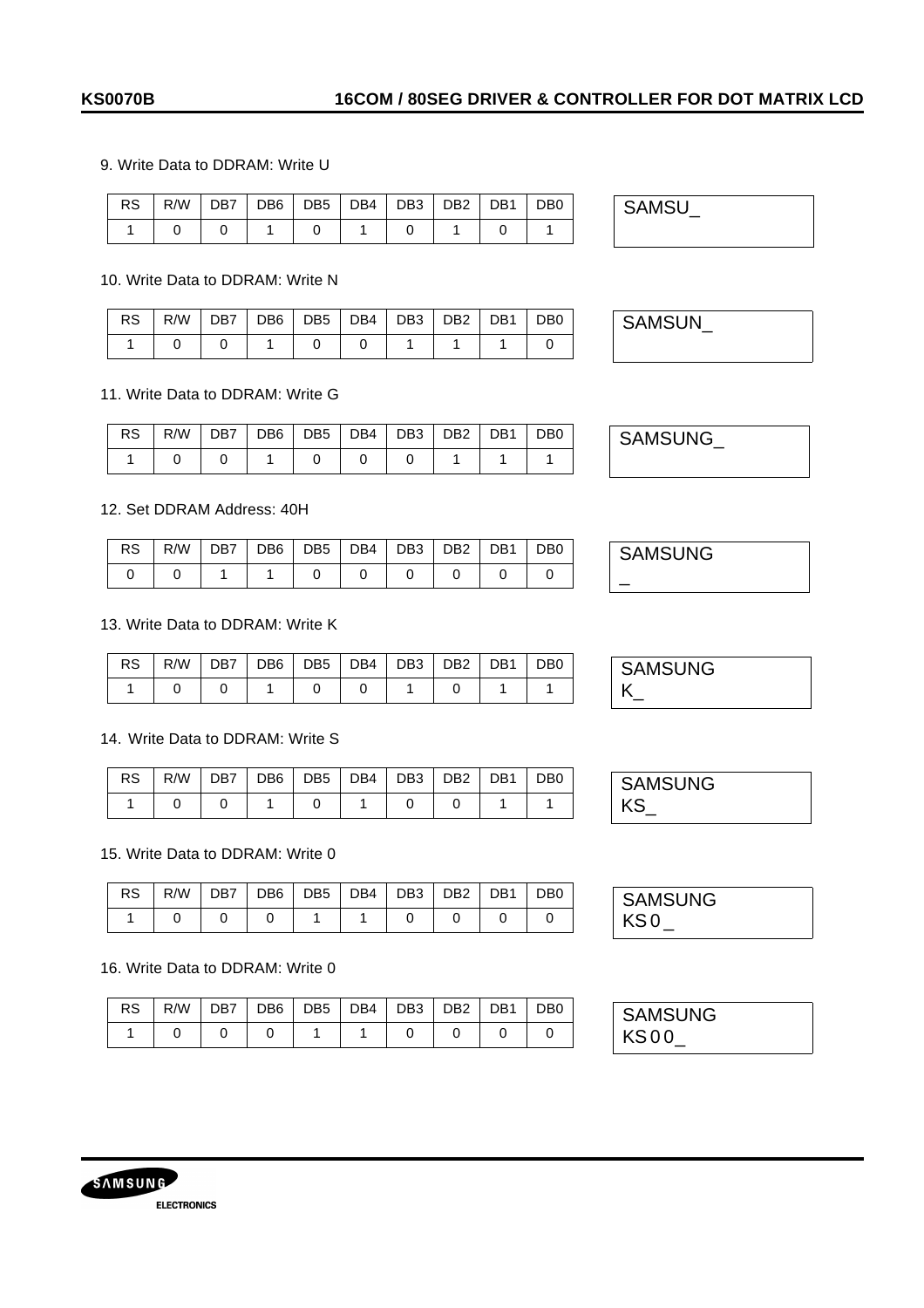9. Write Data to DDRAM: Write U

| RS | R/W | DB7 | DB6 | DB5 | DB4 | DB3 | DB2 | DB1 | DB0 |
|---|---|---|---|---|---|---|---|---|---|
| 1 | 0 | 0 | 1 | 0 | 1 | 0 | 1 | 0 | 1 |

```
SAMSU_
```

10. Write Data to DDRAM: Write N

| RS | R/W | DB7 | DB6 | DB5 | DB4 | DB3 | DB2 | DB1 | DB0 |
|---|---|---|---|---|---|---|---|---|---|
| 1 | 0 | 0 | 1 | 0 | 0 | 1 | 1 | 1 | 0 |

```
SAMSUN_
```

11. Write Data to DDRAM: Write G

| RS | R/W | DB7 | DB6 | DB5 | DB4 | DB3 | DB2 | DB1 | DB0 |
|---|---|---|---|---|---|---|---|---|---|
| 1 | 0 | 0 | 1 | 0 | 0 | 0 | 1 | 1 | 1 |

```
SAMSUNG_
```

12. Set DDRAM Address: 40H

| RS | R/W | DB7 | DB6 | DB5 | DB4 | DB3 | DB2 | DB1 | DB0 |
|---|---|---|---|---|---|---|---|---|---|
| 0 | 0 | 1 | 1 | 0 | 0 | 0 | 0 | 0 | 0 |

```
SAMSUNG
_
```

13. Write Data to DDRAM: Write K

| RS | R/W | DB7 | DB6 | DB5 | DB4 | DB3 | DB2 | DB1 | DB0 |
|---|---|---|---|---|---|---|---|---|---|
| 1 | 0 | 0 | 1 | 0 | 0 | 1 | 0 | 1 | 1 |

```
SAMSUNG
K_
```

14. Write Data to DDRAM: Write S

| RS | R/W | DB7 | DB6 | DB5 | DB4 | DB3 | DB2 | DB1 | DB0 |
|---|---|---|---|---|---|---|---|---|---|
| 1 | 0 | 0 | 1 | 0 | 1 | 0 | 0 | 1 | 1 |

```
SAMSUNG
KS_
```

15. Write Data to DDRAM: Write 0

| RS | R/W | DB7 | DB6 | DB5 | DB4 | DB3 | DB2 | DB1 | DB0 |
|---|---|---|---|---|---|---|---|---|---|
| 1 | 0 | 0 | 0 | 1 | 1 | 0 | 0 | 0 | 0 |

```
SAMSUNG
KS0_
```

16. Write Data to DDRAM: Write 0

| RS | R/W | DB7 | DB6 | DB5 | DB4 | DB3 | DB2 | DB1 | DB0 |
|---|---|---|---|---|---|---|---|---|---|
| 1 | 0 | 0 | 0 | 1 | 1 | 0 | 0 | 0 | 0 |

```
SAMSUNG
KS00_
```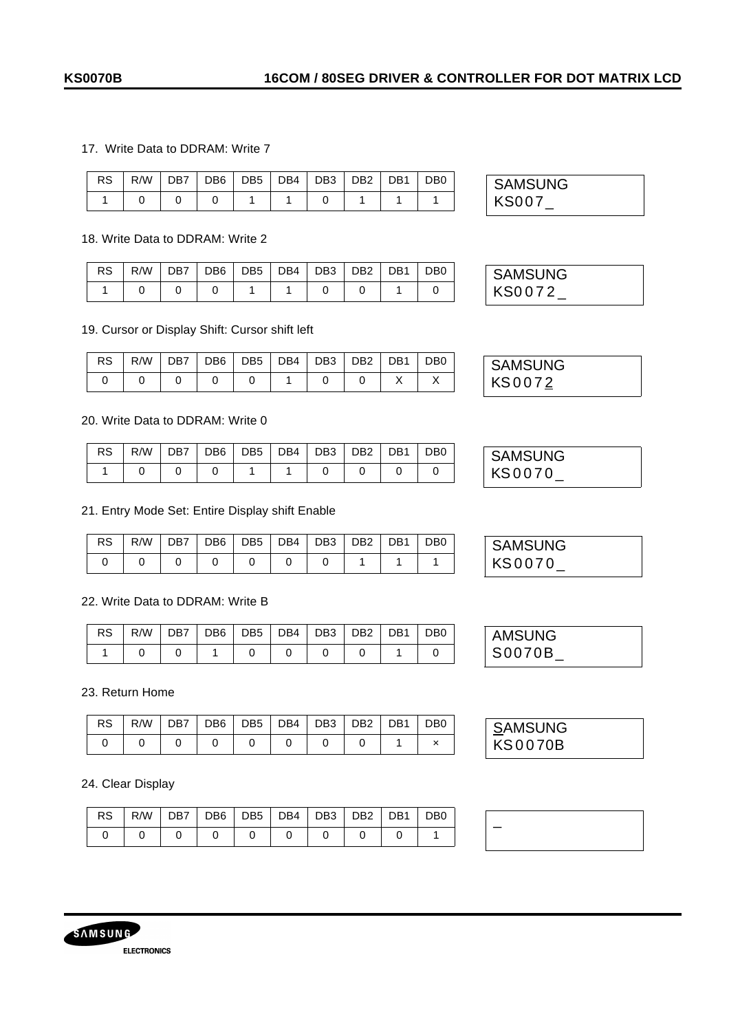17. Write Data to DDRAM: Write 7

| RS | R/W | DB7 | DB6 | DB5 | DB4 | DB3 | DB2 | DB1 | DB0 |
|---|---|---|---|---|---|---|---|---|---|
| 1 | 0 | 0 | 0 | 1 | 1 | 0 | 1 | 1 | 1 |

```
SAMSUNG
KS007_
```

18. Write Data to DDRAM: Write 2

| RS | R/W | DB7 | DB6 | DB5 | DB4 | DB3 | DB2 | DB1 | DB0 |
|---|---|---|---|---|---|---|---|---|---|
| 1 | 0 | 0 | 0 | 1 | 1 | 0 | 0 | 1 | 0 |

```
SAMSUNG
KS0072_
```

19. Cursor or Display Shift: Cursor shift left

| RS | R/W | DB7 | DB6 | DB5 | DB4 | DB3 | DB2 | DB1 | DB0 |
|---|---|---|---|---|---|---|---|---|---|
| 0 | 0 | 0 | 0 | 0 | 1 | 0 | 0 | X | X |

```
SAMSUNG
KS0072
```

20. Write Data to DDRAM: Write 0

| RS | R/W | DB7 | DB6 | DB5 | DB4 | DB3 | DB2 | DB1 | DB0 |
|---|---|---|---|---|---|---|---|---|---|
| 1 | 0 | 0 | 0 | 1 | 1 | 0 | 0 | 0 | 0 |

```
SAMSUNG
KS0070_
```

21. Entry Mode Set: Entire Display shift Enable

| RS | R/W | DB7 | DB6 | DB5 | DB4 | DB3 | DB2 | DB1 | DB0 |
|---|---|---|---|---|---|---|---|---|---|
| 0 | 0 | 0 | 0 | 0 | 0 | 0 | 1 | 1 | 1 |

```
SAMSUNG
KS0070_
```

22. Write Data to DDRAM: Write B

| RS | R/W | DB7 | DB6 | DB5 | DB4 | DB3 | DB2 | DB1 | DB0 |
|---|---|---|---|---|---|---|---|---|---|
| 1 | 0 | 0 | 1 | 0 | 0 | 0 | 0 | 1 | 0 |

```
AMSUNG
S0070B_
```

23. Return Home

| RS | R/W | DB7 | DB6 | DB5 | DB4 | DB3 | DB2 | DB1 | DB0 |
|---|---|---|---|---|---|---|---|---|---|
| 0 | 0 | 0 | 0 | 0 | 0 | 0 | 0 | 1 | × |

```
SAMSUNG
KS0070B
```

24. Clear Display

| RS | R/W | DB7 | DB6 | DB5 | DB4 | DB3 | DB2 | DB1 | DB0 |
|---|---|---|---|---|---|---|---|---|---|
| 0 | 0 | 0 | 0 | 0 | 0 | 0 | 0 | 0 | 1 |

```
_
```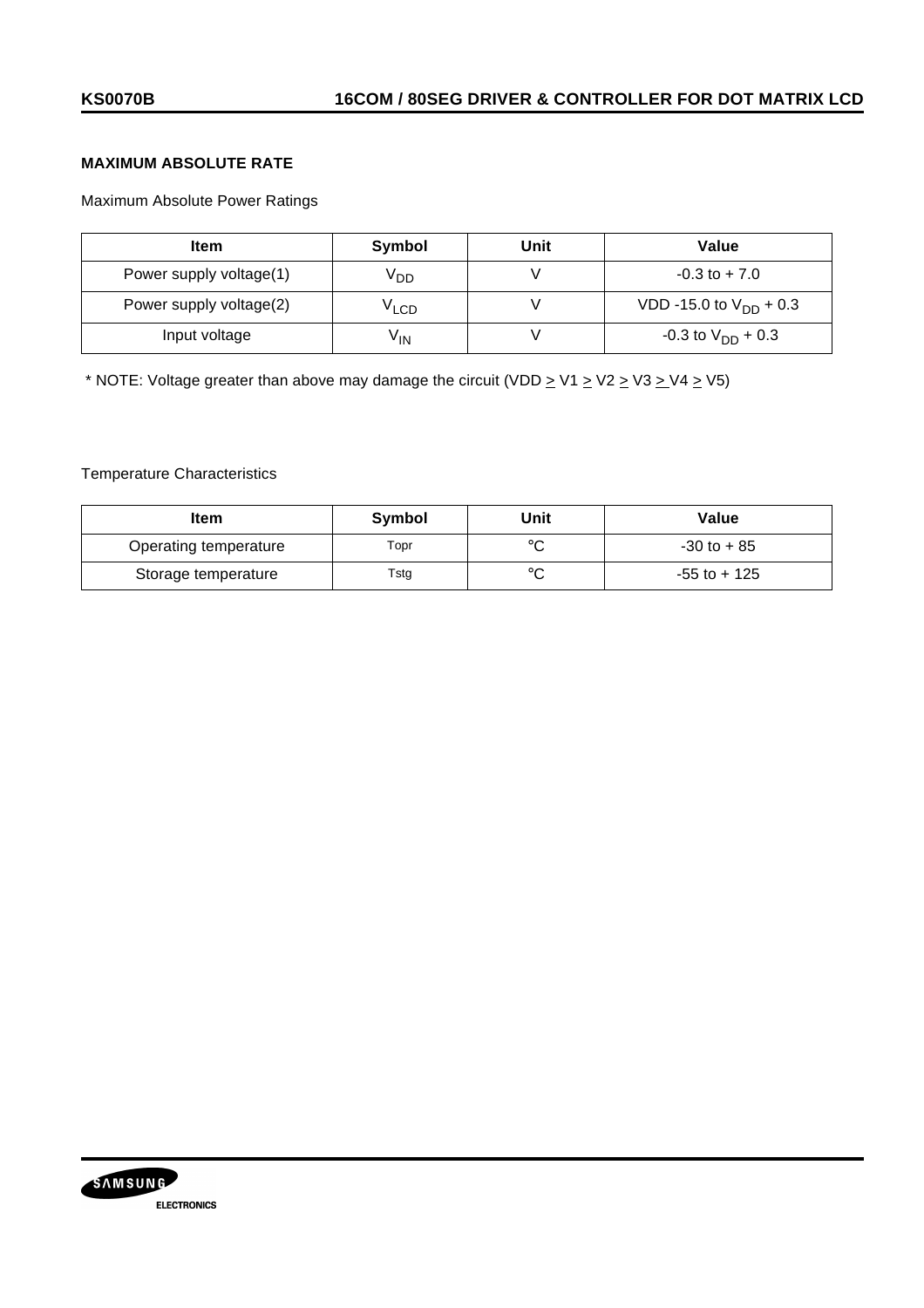### MAXIMUM ABSOLUTE RATE

Maximum Absolute Power Ratings

| Item | Symbol | Unit | Value |
|---|---|---|---|
| Power supply voltage(1) | $V_{DD}$ | V | -0.3 to + 7.0 |
| Power supply voltage(2) | $V_{LCD}$ | V | VDD -15.0 to $V_{DD}$ + 0.3 |
| Input voltage | $V_{IN}$ | V | -0.3 to $V_{DD}$ + 0.3 |

* NOTE: Voltage greater than above may damage the circuit (VDD ≥ V1 ≥ V2 ≥ V3 ≥ V4 ≥ V5)

Temperature Characteristics

| Item | Symbol | Unit | Value |
|---|---|---|---|
| Operating temperature | Topr | °C | -30 to + 85 |
| Storage temperature | Tstg | °C | -55 to + 125 |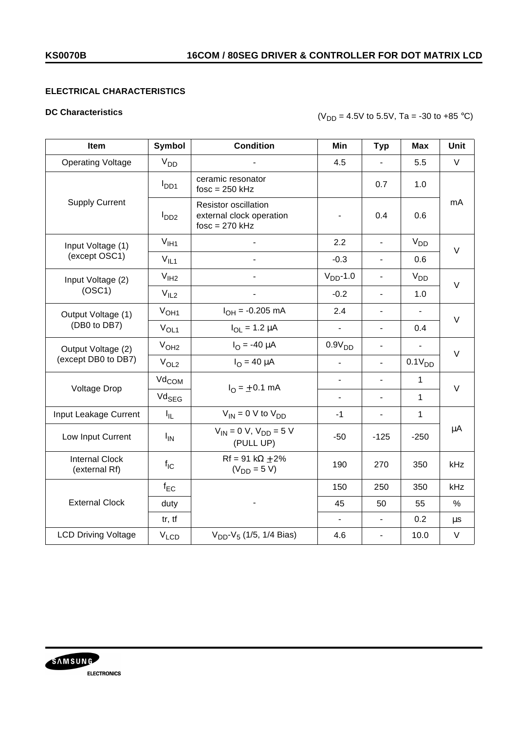## ELECTRICAL CHARACTERISTICS

### DC Characteristics

($V_{DD}$ = 4.5V to 5.5V, Ta = -30 to +85 °C)

| Item | Symbol | Condition | Min | Typ | Max | Unit |
|---|---|---|---|---|---|---|
| Operating Voltage | $V_{DD}$ | - | 4.5 | - | 5.5 | V |
| Supply Current | $I_{DD1}$ | ceramic resonator fosc = 250 kHz | | 0.7 | 1.0 | mA |
| | $I_{DD2}$ | Resistor oscillation external clock operation fosc = 270 kHz | - | 0.4 | 0.6 | |
| Input Voltage (1) (except OSC1) | $V_{IH1}$ | - | 2.2 | - | $V_{DD}$ | V |
| | $V_{IL1}$ | - | -0.3 | - | 0.6 | |
| Input Voltage (2) (OSC1) | $V_{IH2}$ | - | $V_{DD}$-1.0 | - | $V_{DD}$ | V |
| | $V_{IL2}$ | - | -0.2 | - | 1.0 | |
| Output Voltage (1) (DB0 to DB7) | $V_{OH1}$ | $I_{OH}$ = -0.205 mA | 2.4 | - | - | V |
| | $V_{OL1}$ | $I_{OL}$ = 1.2 μA | - | - | 0.4 | |
| Output Voltage (2) (except DB0 to DB7) | $V_{OH2}$ | $I_O$ = -40 μA | $0.9V_{DD}$ | - | - | V |
| | $V_{OL2}$ | $I_O$ = 40 μA | - | - | $0.1V_{DD}$ | |
| Voltage Drop | $Vd_{COM}$ | $I_O$ = ±0.1 mA | - | - | 1 | V |
| | $Vd_{SEG}$ | | - | - | 1 | |
| Input Leakage Current | $I_{IL}$ | $V_{IN}$ = 0 V to $V_{DD}$ | -1 | - | 1 | μA |
| Low Input Current | $I_{IN}$ | $V_{IN}$ = 0 V, $V_{DD}$ = 5 V (PULL UP) | -50 | -125 | -250 | |
| Internal Clock (external Rf) | $f_{IC}$ | Rf = 91 kΩ ±2% ($V_{DD}$ = 5 V) | 190 | 270 | 350 | kHz |
| External Clock | $f_{EC}$ | - | 150 | 250 | 350 | kHz |
| | duty | | 45 | 50 | 55 | % |
| | tr, tf | | - | - | 0.2 | μs |
| LCD Driving Voltage | $V_{LCD}$ | $V_{DD}$-$V_5$ (1/5, 1/4 Bias) | 4.6 | - | 10.0 | V |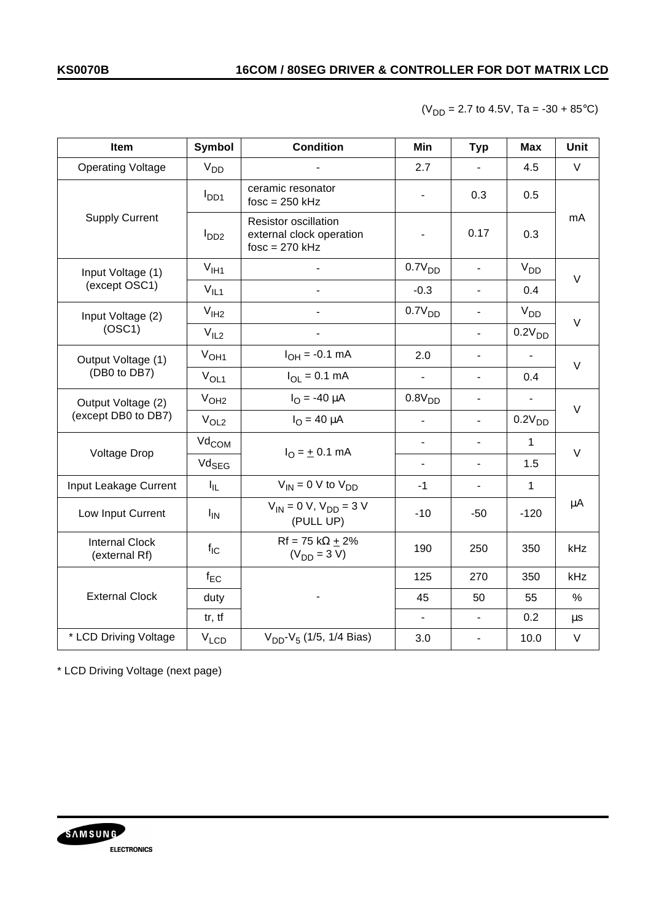($V_{DD}$ = 2.7 to 4.5V, Ta = -30 + 85°C)

| Item | Symbol | Condition | Min | Typ | Max | Unit |
|---|---|---|---|---|---|---|
| Operating Voltage | $V_{DD}$ | - | 2.7 | - | 4.5 | V |
| Supply Current | $I_{DD1}$ | ceramic resonator fosc = 250 kHz | - | 0.3 | 0.5 | mA |
| | $I_{DD2}$ | Resistor oscillation external clock operation fosc = 270 kHz | - | 0.17 | 0.3 | |
| Input Voltage (1) (except OSC1) | $V_{IH1}$ | - | $0.7V_{DD}$ | - | $V_{DD}$ | V |
| | $V_{IL1}$ | - | -0.3 | - | 0.4 | |
| Input Voltage (2) (OSC1) | $V_{IH2}$ | - | $0.7V_{DD}$ | - | $V_{DD}$ | V |
| | $V_{IL2}$ | - | | - | $0.2V_{DD}$ | |
| Output Voltage (1) (DB0 to DB7) | $V_{OH1}$ | $I_{OH}$ = -0.1 mA | 2.0 | - | - | V |
| | $V_{OL1}$ | $I_{OL}$ = 0.1 mA | - | - | 0.4 | |
| Output Voltage (2) (except DB0 to DB7) | $V_{OH2}$ | $I_O$ = -40 µA | $0.8V_{DD}$ | - | - | V |
| | $V_{OL2}$ | $I_O$ = 40 µA | - | - | $0.2V_{DD}$ | |
| Voltage Drop | $Vd_{COM}$ | $I_O$ = ± 0.1 mA | - | - | 1 | V |
| | $Vd_{SEG}$ | | - | - | 1.5 | |
| Input Leakage Current | $I_{IL}$ | $V_{IN}$ = 0 V to $V_{DD}$ | -1 | - | 1 | µA |
| Low Input Current | $I_{IN}$ | $V_{IN}$ = 0 V, $V_{DD}$ = 3 V (PULL UP) | -10 | -50 | -120 | |
| Internal Clock (external Rf) | $f_{IC}$ | Rf = 75 kΩ ± 2% ($V_{DD}$ = 3 V) | 190 | 250 | 350 | kHz |
| External Clock | $f_{EC}$ | - | 125 | 270 | 350 | kHz |
| | duty | | 45 | 50 | 55 | % |
| | tr, tf | | - | - | 0.2 | µs |
| * LCD Driving Voltage | $V_{LCD}$ | $V_{DD}$-$V_5$ (1/5, 1/4 Bias) | 3.0 | - | 10.0 | V |

* LCD Driving Voltage (next page)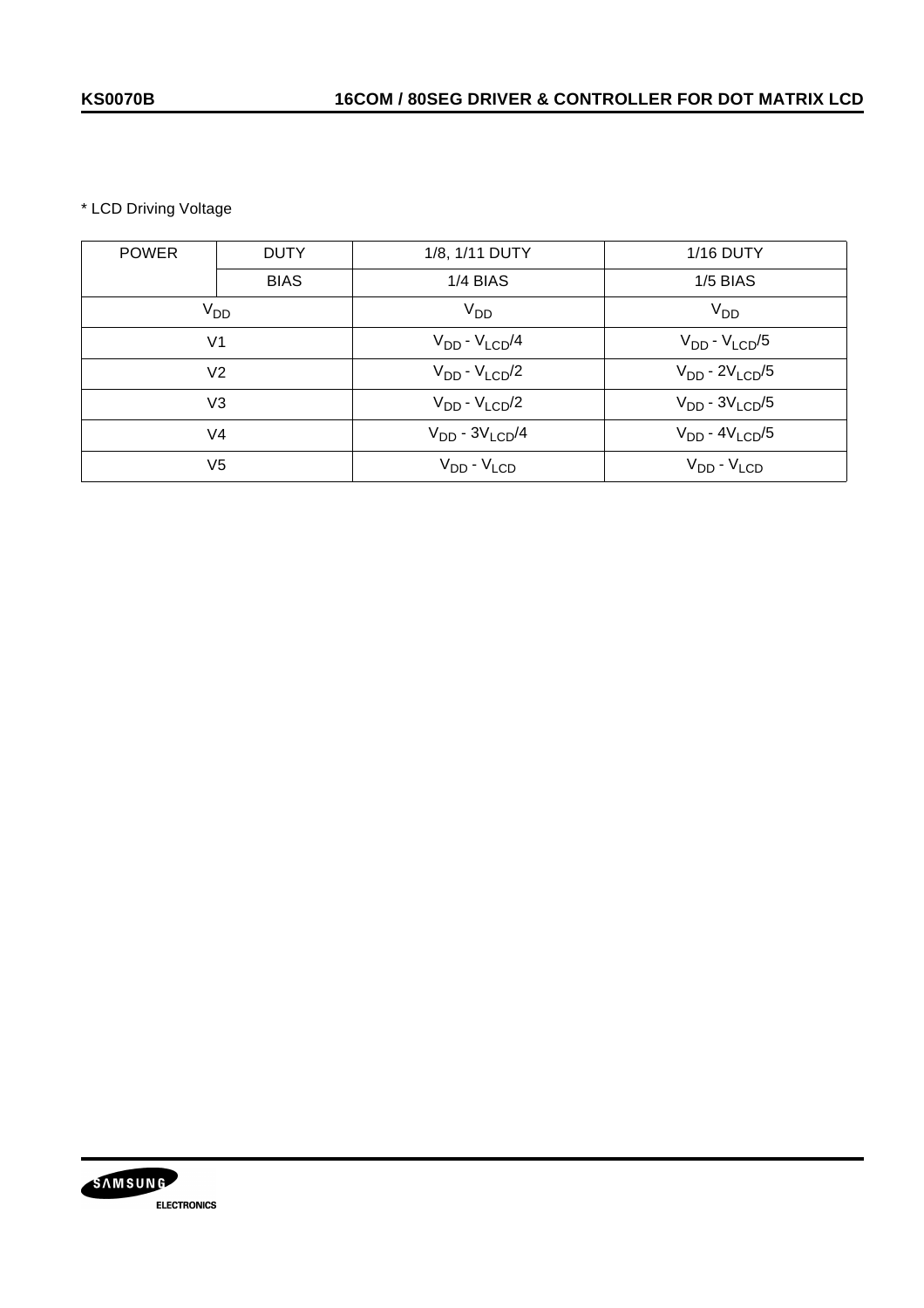\* LCD Driving Voltage

| POWER | DUTY | 1/8, 1/11 DUTY | 1/16 DUTY |
|---|---|---|---|
| | BIAS | 1/4 BIAS | 1/5 BIAS |
| $V_{DD}$ | | $V_{DD}$ | $V_{DD}$ |
| V1 | | $V_{DD}$ - $V_{LCD}/4$ | $V_{DD}$ - $V_{LCD}/5$ |
| V2 | | $V_{DD}$ - $V_{LCD}/2$ | $V_{DD}$ - $2V_{LCD}/5$ |
| V3 | | $V_{DD}$ - $V_{LCD}/2$ | $V_{DD}$ - $3V_{LCD}/5$ |
| V4 | | $V_{DD}$ - $3V_{LCD}/4$ | $V_{DD}$ - $4V_{LCD}/5$ |
| V5 | | $V_{DD}$ - $V_{LCD}$ | $V_{DD}$ - $V_{LCD}$ |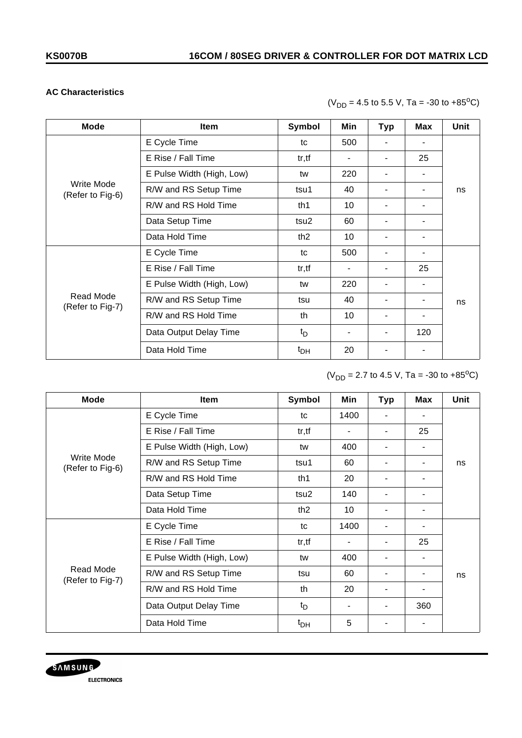### AC Characteristics

($V_{DD}$ = 4.5 to 5.5 V, Ta = -30 to +85°C)

| Mode | Item | Symbol | Min | Typ | Max | Unit |
|---|---|---|---|---|---|---|
| Write Mode (Refer to Fig-6) | E Cycle Time | tc | 500 | - | - | ns |
| | E Rise / Fall Time | tr,tf | - | - | 25 | |
| | E Pulse Width (High, Low) | tw | 220 | - | - | |
| | R/W and RS Setup Time | tsu1 | 40 | - | - | |
| | R/W and RS Hold Time | th1 | 10 | - | - | |
| | Data Setup Time | tsu2 | 60 | - | - | |
| | Data Hold Time | th2 | 10 | - | - | |
| Read Mode (Refer to Fig-7) | E Cycle Time | tc | 500 | - | - | ns |
| | E Rise / Fall Time | tr,tf | - | - | 25 | |
| | E Pulse Width (High, Low) | tw | 220 | - | - | |
| | R/W and RS Setup Time | tsu | 40 | - | - | |
| | R/W and RS Hold Time | th | 10 | - | - | |
| | Data Output Delay Time | $t_D$ | - | - | 120 | |
| | Data Hold Time | $t_{DH}$ | 20 | - | - | |

($V_{DD}$ = 2.7 to 4.5 V, Ta = -30 to +85°C)

| Mode | Item | Symbol | Min | Typ | Max | Unit |
|---|---|---|---|---|---|---|
| Write Mode (Refer to Fig-6) | E Cycle Time | tc | 1400 | - | - | ns |
| | E Rise / Fall Time | tr,tf | - | - | 25 | |
| | E Pulse Width (High, Low) | tw | 400 | - | - | |
| | R/W and RS Setup Time | tsu1 | 60 | - | - | |
| | R/W and RS Hold Time | th1 | 20 | - | - | |
| | Data Setup Time | tsu2 | 140 | - | - | |
| | Data Hold Time | th2 | 10 | - | - | |
| Read Mode (Refer to Fig-7) | E Cycle Time | tc | 1400 | - | - | ns |
| | E Rise / Fall Time | tr,tf | - | - | 25 | |
| | E Pulse Width (High, Low) | tw | 400 | - | - | |
| | R/W and RS Setup Time | tsu | 60 | - | - | |
| | R/W and RS Hold Time | th | 20 | - | - | |
| | Data Output Delay Time | $t_D$ | - | - | 360 | |
| | Data Hold Time | $t_{DH}$ | 5 | - | - | |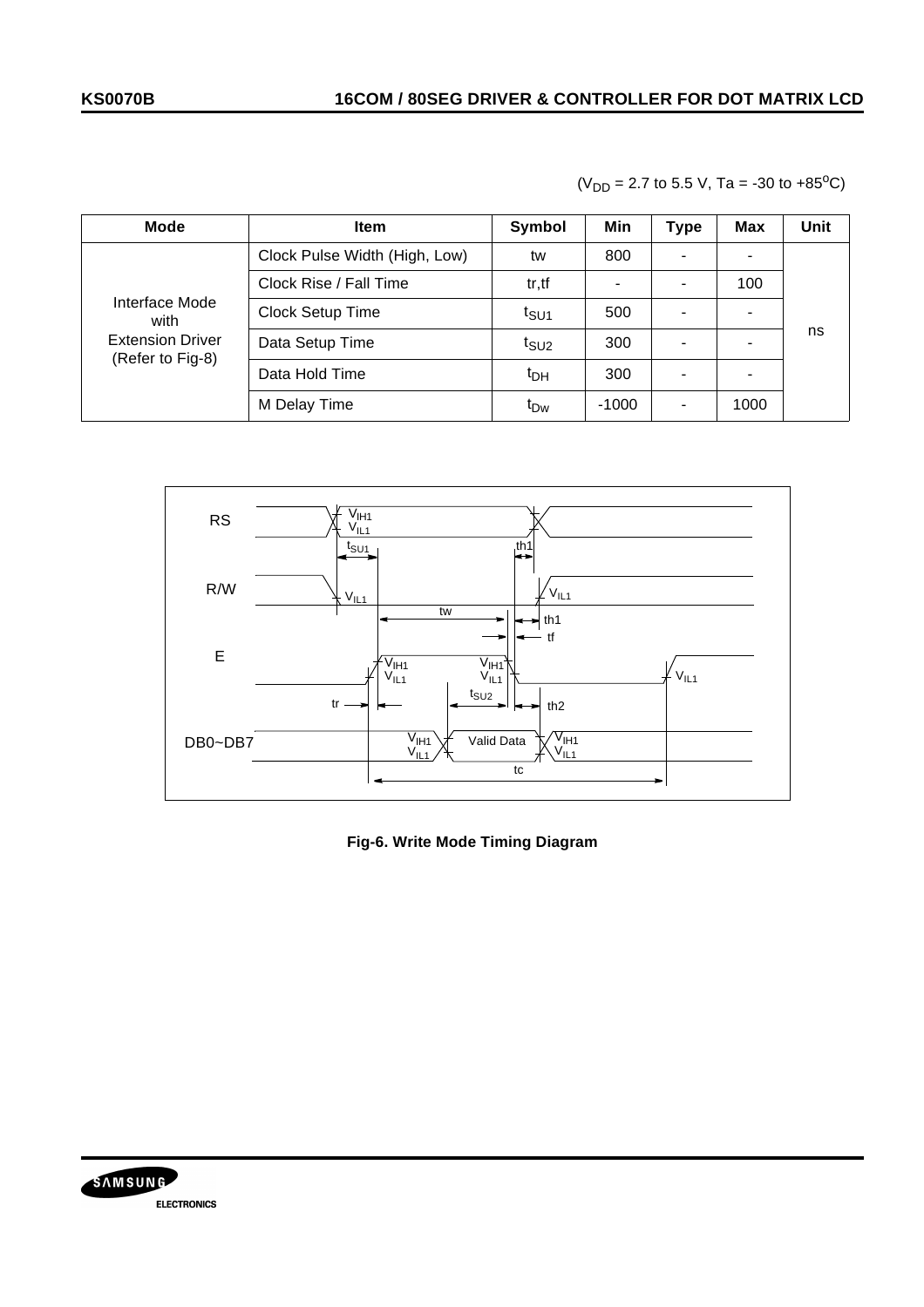($V_{DD}$ = 2.7 to 5.5 V, Ta = -30 to +85$^{o}$C)

| Mode | Item | Symbol | Min | Type | Max | Unit |
|---|---|---|---|---|---|---|
| Interface Mode with Extension Driver (Refer to Fig-8) | Clock Pulse Width (High, Low) | tw | 800 | - | - | ns |
| | Clock Rise / Fall Time | tr,tf | - | - | 100 | |
| | Clock Setup Time | $t_{SU1}$ | 500 | - | - | |
| | Data Setup Time | $t_{SU2}$ | 300 | - | - | |
| | Data Hold Time | $t_{DH}$ | 300 | - | - | |
| | M Delay Time | $t_{Dw}$ | -1000 | - | 1000 | |

**Fig-6. Write Mode Timing Diagram**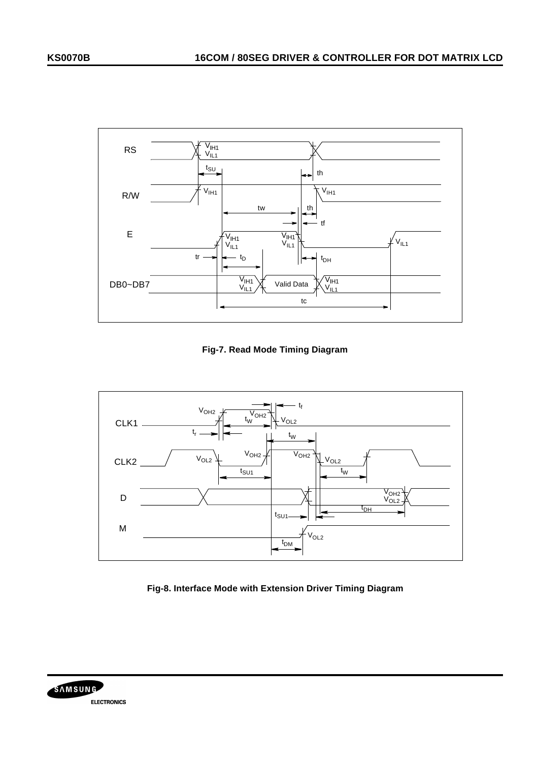RS

$V_{IH1}$

$V_{IL1}$

$t_{SU}$

th

R/W

$V_{IH1}$

$V_{IH1}$

tw

th

tf

E

$V_{IH1}$

$V_{IL1}$

$V_{IH1}$

$V_{IL1}$

$V_{IL1}$

tr

$t_D$

$t_{DH}$

DB0~DB7

$V_{IH1}$

$V_{IL1}$

Valid Data

$V_{IH1}$

$V_{IL1}$

tc

**Fig-7. Read Mode Timing Diagram**

CLK1

$V_{OH2}$

$V_{OH2}$

$t_W$

$V_{OL2}$

$t_f$

$t_r$

$t_W$

CLK2

$V_{OL2}$

$V_{OH2}$

$V_{OH2}$

$V_{OL2}$

$t_{SU1}$

$t_W$

D

$V_{OH2}$

$V_{OL2}$

$t_{DH}$

$t_{SU1}$

M

$V_{OL2}$

$t_{DM}$

**Fig-8. Interface Mode with Extension Driver Timing Diagram**